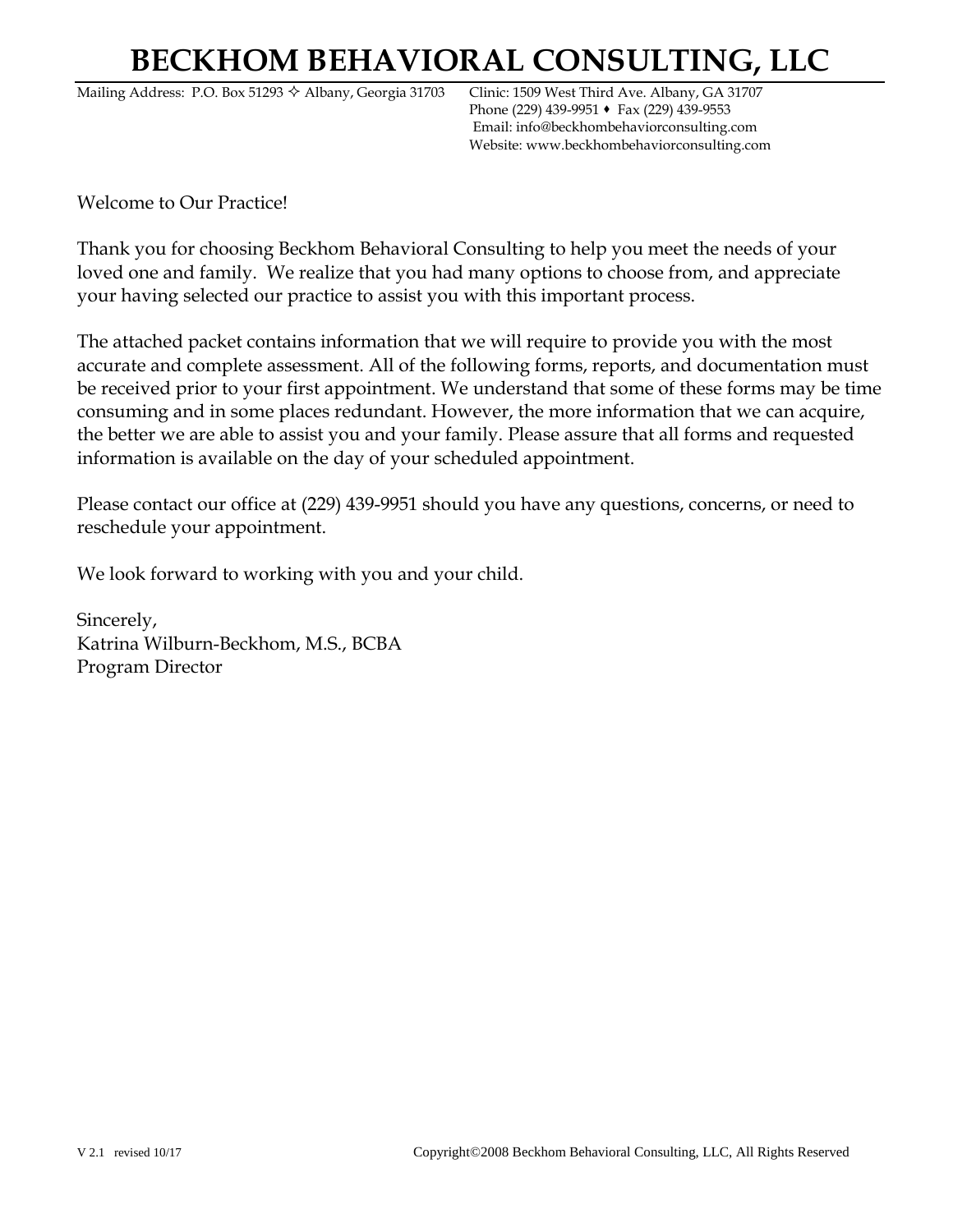# BECKHOM BEHAVIORAL CONSULTING, LLC

Mailing Address: P.O. Box 51293 ✧ Albany, Georgia 31703

Clinic: 1509 West Third Ave. Albany, GA 31707
Phone (229) 439-9951 ♦ Fax (229) 439-9553
Email: info@beckhombehaviorconsulting.com
Website: www.beckhombehaviorconsulting.com

Welcome to Our Practice!

Thank you for choosing Beckhom Behavioral Consulting to help you meet the needs of your loved one and family. We realize that you had many options to choose from, and appreciate your having selected our practice to assist you with this important process.

The attached packet contains information that we will require to provide you with the most accurate and complete assessment. All of the following forms, reports, and documentation must be received prior to your first appointment. We understand that some of these forms may be time consuming and in some places redundant. However, the more information that we can acquire, the better we are able to assist you and your family. Please assure that all forms and requested information is available on the day of your scheduled appointment.

Please contact our office at (229) 439-9951 should you have any questions, concerns, or need to reschedule your appointment.

We look forward to working with you and your child.

Sincerely,
Katrina Wilburn-Beckhom, M.S., BCBA
Program Director

V 2.1 revised 10/17

Copyright©2008 Beckhom Behavioral Consulting, LLC, All Rights Reserved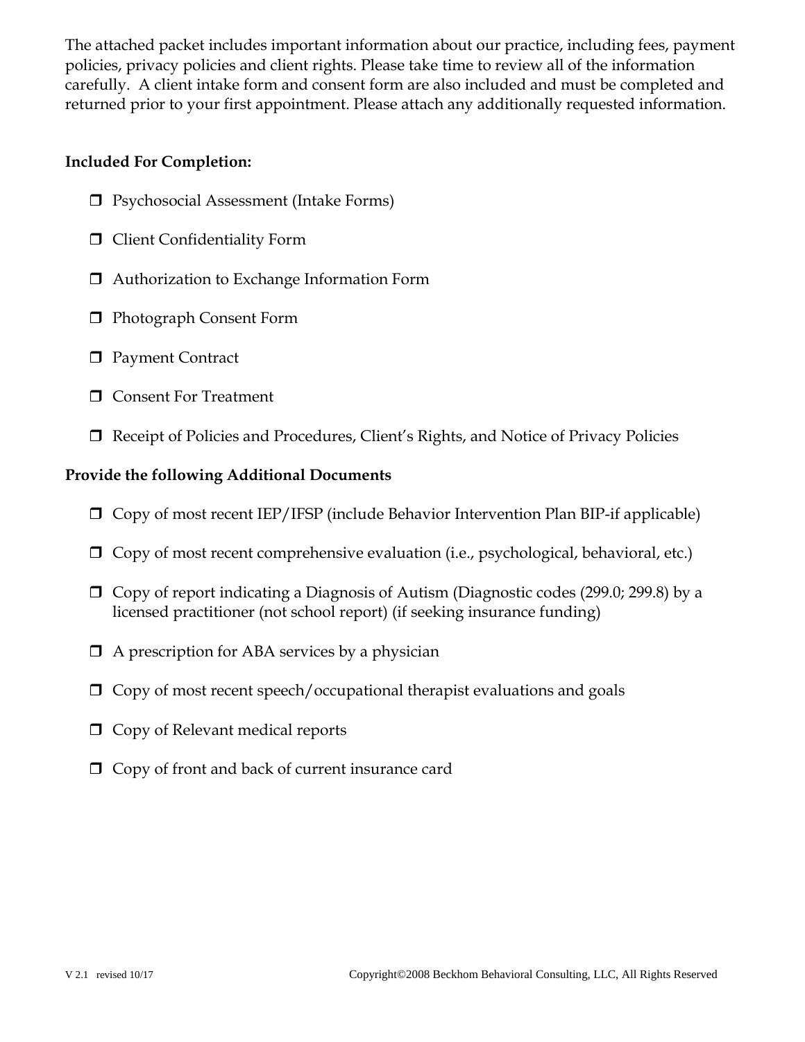The attached packet includes important information about our practice, including fees, payment policies, privacy policies and client rights. Please take time to review all of the information carefully. A client intake form and consent form are also included and must be completed and returned prior to your first appointment. Please attach any additionally requested information.

**Included For Completion:**

- ❒ Psychosocial Assessment (Intake Forms)
- ❒ Client Confidentiality Form
- ❒ Authorization to Exchange Information Form
- ❒ Photograph Consent Form
- ❒ Payment Contract
- ❒ Consent For Treatment
- ❒ Receipt of Policies and Procedures, Client's Rights, and Notice of Privacy Policies

**Provide the following Additional Documents**

- ❒ Copy of most recent IEP/IFSP (include Behavior Intervention Plan BIP-if applicable)
- ❒ Copy of most recent comprehensive evaluation (i.e., psychological, behavioral, etc.)
- ❒ Copy of report indicating a Diagnosis of Autism (Diagnostic codes (299.0; 299.8) by a licensed practitioner (not school report) (if seeking insurance funding)
- ❒ A prescription for ABA services by a physician
- ❒ Copy of most recent speech/occupational therapist evaluations and goals
- ❒ Copy of Relevant medical reports
- ❒ Copy of front and back of current insurance card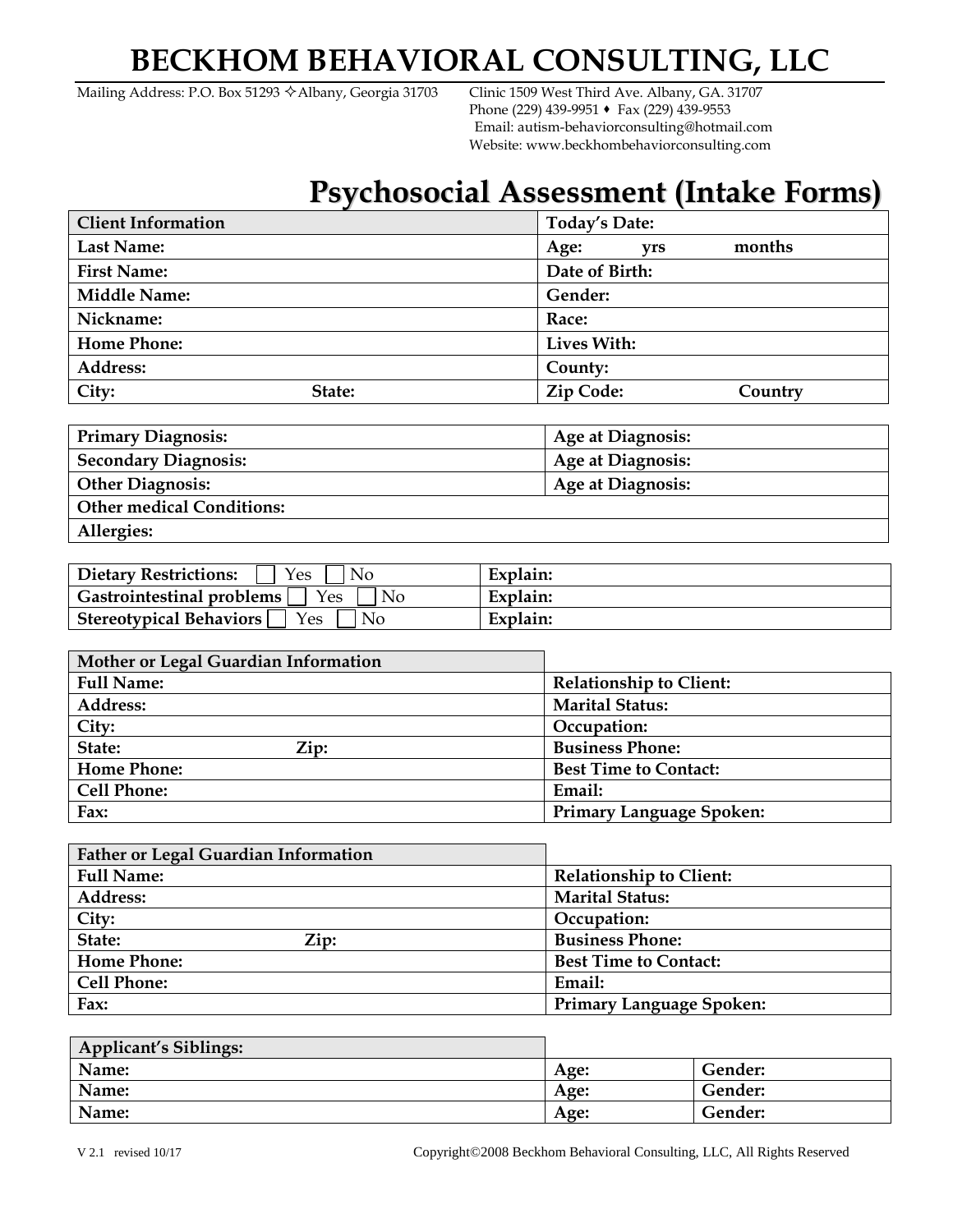# BECKHOM BEHAVIORAL CONSULTING, LLC

Mailing Address: P.O. Box 51293 ✧Albany, Georgia 31703

Clinic 1509 West Third Ave. Albany, GA. 31707
Phone (229) 439-9951 ♦ Fax (229) 439-9553
Email: autism-behaviorconsulting@hotmail.com
Website: www.beckhombehaviorconsulting.com

## Psychosocial Assessment (Intake Forms)

| **Client Information** | | **Today's Date:** | |
|---|---|---|---|
| **Last Name:** | | **Age:** yrs | months |
| **First Name:** | | **Date of Birth:** | |
| **Middle Name:** | | **Gender:** | |
| **Nickname:** | | **Race:** | |
| **Home Phone:** | | **Lives With:** | |
| **Address:** | | **County:** | |
| **City:** | **State:** | **Zip Code:** | **Country** |

| **Primary Diagnosis:** | **Age at Diagnosis:** |
|---|---|
| **Secondary Diagnosis:** | **Age at Diagnosis:** |
| **Other Diagnosis:** | **Age at Diagnosis:** |
| **Other medical Conditions:** | |
| **Allergies:** | |

| **Dietary Restrictions:** ☐ Yes ☐ No | **Explain:** |
|---|---|
| **Gastrointestinal problems** ☐ Yes ☐ No | **Explain:** |
| **Stereotypical Behaviors** ☐ Yes ☐ No | **Explain:** |

| **Mother or Legal Guardian Information** | | |
|---|---|---|
| **Full Name:** | | **Relationship to Client:** |
| **Address:** | | **Marital Status:** |
| **City:** | | **Occupation:** |
| **State:** | **Zip:** | **Business Phone:** |
| **Home Phone:** | | **Best Time to Contact:** |
| **Cell Phone:** | | **Email:** |
| **Fax:** | | **Primary Language Spoken:** |

| **Father or Legal Guardian Information** | | |
|---|---|---|
| **Full Name:** | | **Relationship to Client:** |
| **Address:** | | **Marital Status:** |
| **City:** | | **Occupation:** |
| **State:** | **Zip:** | **Business Phone:** |
| **Home Phone:** | | **Best Time to Contact:** |
| **Cell Phone:** | | **Email:** |
| **Fax:** | | **Primary Language Spoken:** |

| **Applicant's Siblings:** | | |
|---|---|---|
| **Name:** | **Age:** | **Gender:** |
| **Name:** | **Age:** | **Gender:** |
| **Name:** | **Age:** | **Gender:** |

V 2.1 revised 10/17 Copyright©2008 Beckhom Behavioral Consulting, LLC, All Rights Reserved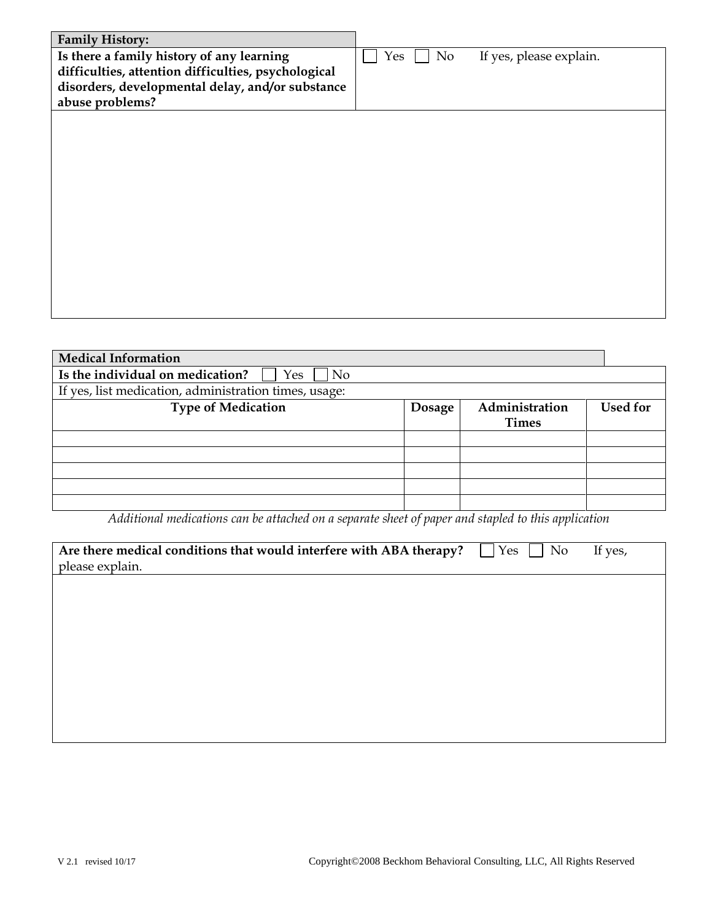| **Family History:** | |
|---|---|
| **Is there a family history of any learning difficulties, attention difficulties, psychological disorders, developmental delay, and/or substance abuse problems?** | ☐ Yes ☐ No If yes, please explain. |
| | |

| **Medical Information** | | | |
|---|---|---|---|
| **Is the individual on medication?** ☐ Yes ☐ No | | | |
| If yes, list medication, administration times, usage: | | | |
| **Type of Medication** | **Dosage** | **Administration Times** | **Used for** |
| | | | |
| | | | |
| | | | |
| | | | |
| | | | |

*Additional medications can be attached on a separate sheet of paper and stapled to this application*

| **Are there medical conditions that would interfere with ABA therapy?** ☐ Yes ☐ No If yes, please explain. |
|---|
| |

V 2.1 revised 10/17

Copyright©2008 Beckhom Behavioral Consulting, LLC, All Rights Reserved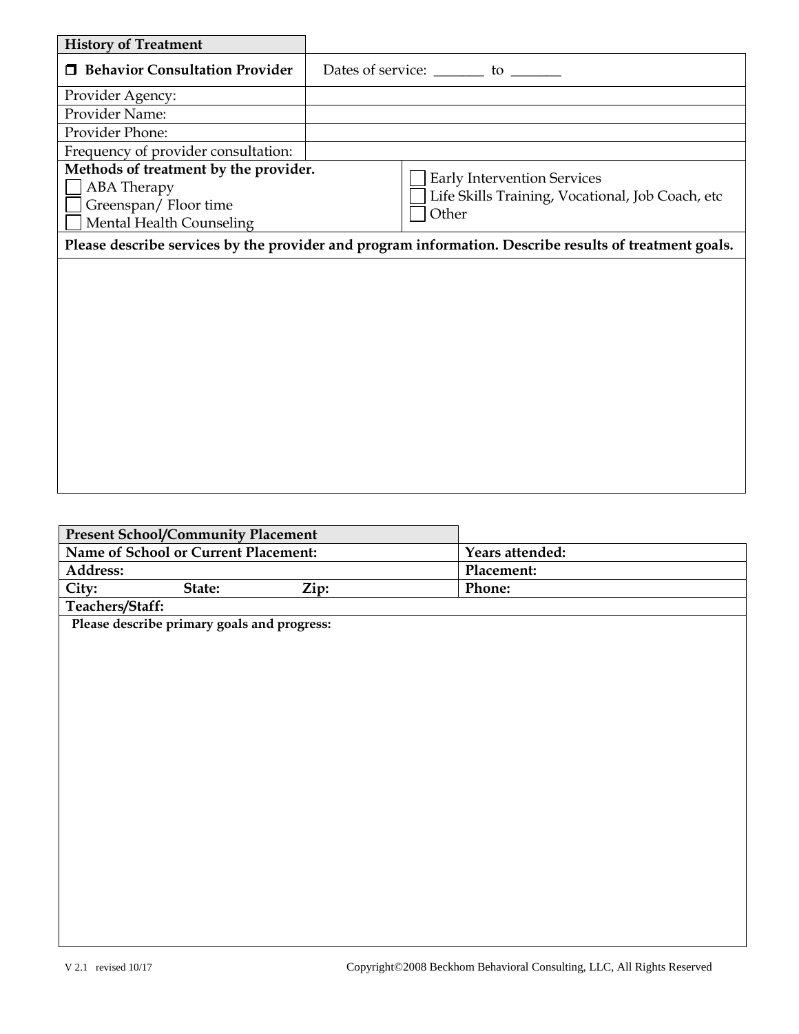| History of Treatment | |
|---|---|
| ❒ **Behavior Consultation Provider** | Dates of service: _______ to _______ |
| Provider Agency: | |
| Provider Name: | |
| Provider Phone: | |
| Frequency of provider consultation: | |

**Methods of treatment by the provider.**

- ☐ ABA Therapy
- ☐ Greenspan/ Floor time
- ☐ Mental Health Counseling
- ☐ Early Intervention Services
- ☐ Life Skills Training, Vocational, Job Coach, etc
- ☐ Other

**Please describe services by the provider and program information. Describe results of treatment goals.**

| Present School/Community Placement | |
|---|---|
| **Name of School or Current Placement:** | **Years attended:** |
| **Address:** | **Placement:** |
| **City: State: Zip:** | **Phone:** |
| **Teachers/Staff:** | |

**Please describe primary goals and progress:**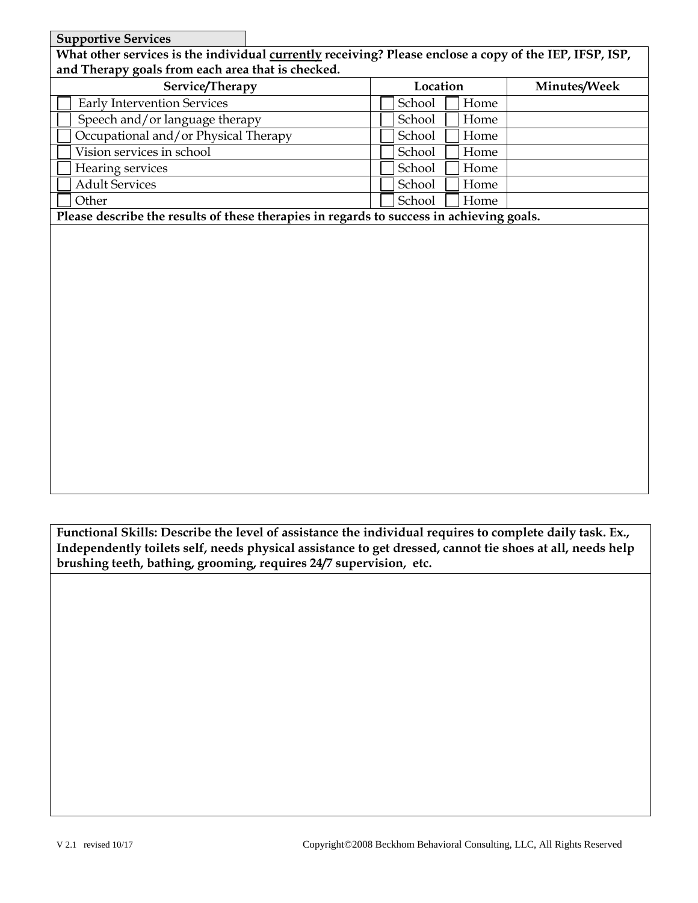**Supportive Services**

**What other services is the individual <u>currently</u> receiving? Please enclose a copy of the IEP, IFSP, ISP, and Therapy goals from each area that is checked.**

| Service/Therapy | Location | Minutes/Week |
|---|---|---|
| ☐ Early Intervention Services | ☐ School ☐ Home | |
| ☐ Speech and/or language therapy | ☐ School ☐ Home | |
| ☐ Occupational and/or Physical Therapy | ☐ School ☐ Home | |
| ☐ Vision services in school | ☐ School ☐ Home | |
| ☐ Hearing services | ☐ School ☐ Home | |
| ☐ Adult Services | ☐ School ☐ Home | |
| ☐ Other | ☐ School ☐ Home | |

**Please describe the results of these therapies in regards to success in achieving goals.**

**Functional Skills: Describe the level of assistance the individual requires to complete daily task. Ex., Independently toilets self, needs physical assistance to get dressed, cannot tie shoes at all, needs help brushing teeth, bathing, grooming, requires 24/7 supervision, etc.**

V 2.1 revised 10/17

Copyright©2008 Beckhom Behavioral Consulting, LLC, All Rights Reserved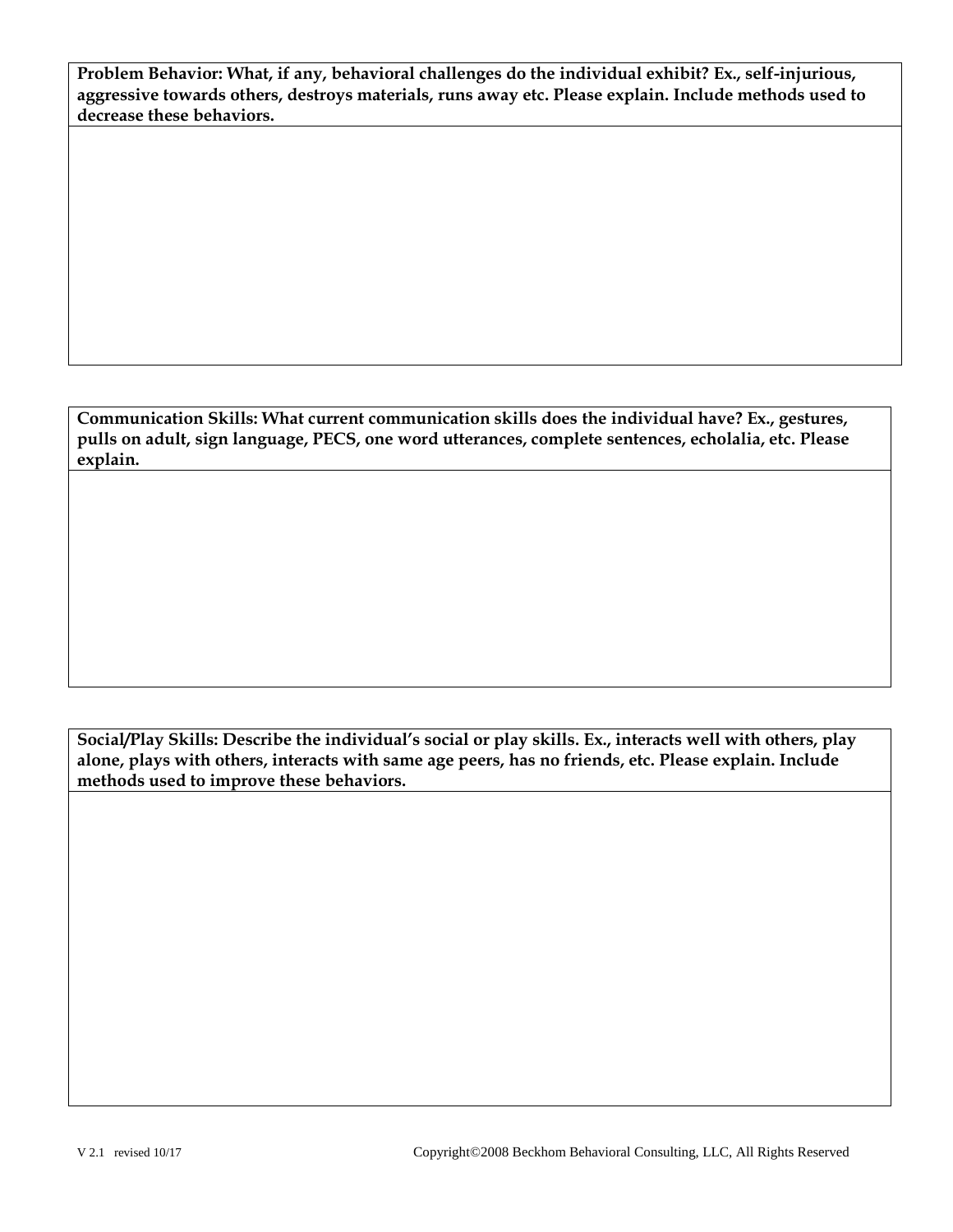**Problem Behavior: What, if any, behavioral challenges do the individual exhibit? Ex., self-injurious, aggressive towards others, destroys materials, runs away etc. Please explain. Include methods used to decrease these behaviors.**

**Communication Skills: What current communication skills does the individual have? Ex., gestures, pulls on adult, sign language, PECS, one word utterances, complete sentences, echolalia, etc. Please explain.**

**Social/Play Skills: Describe the individual's social or play skills. Ex., interacts well with others, play alone, plays with others, interacts with same age peers, has no friends, etc. Please explain. Include methods used to improve these behaviors.**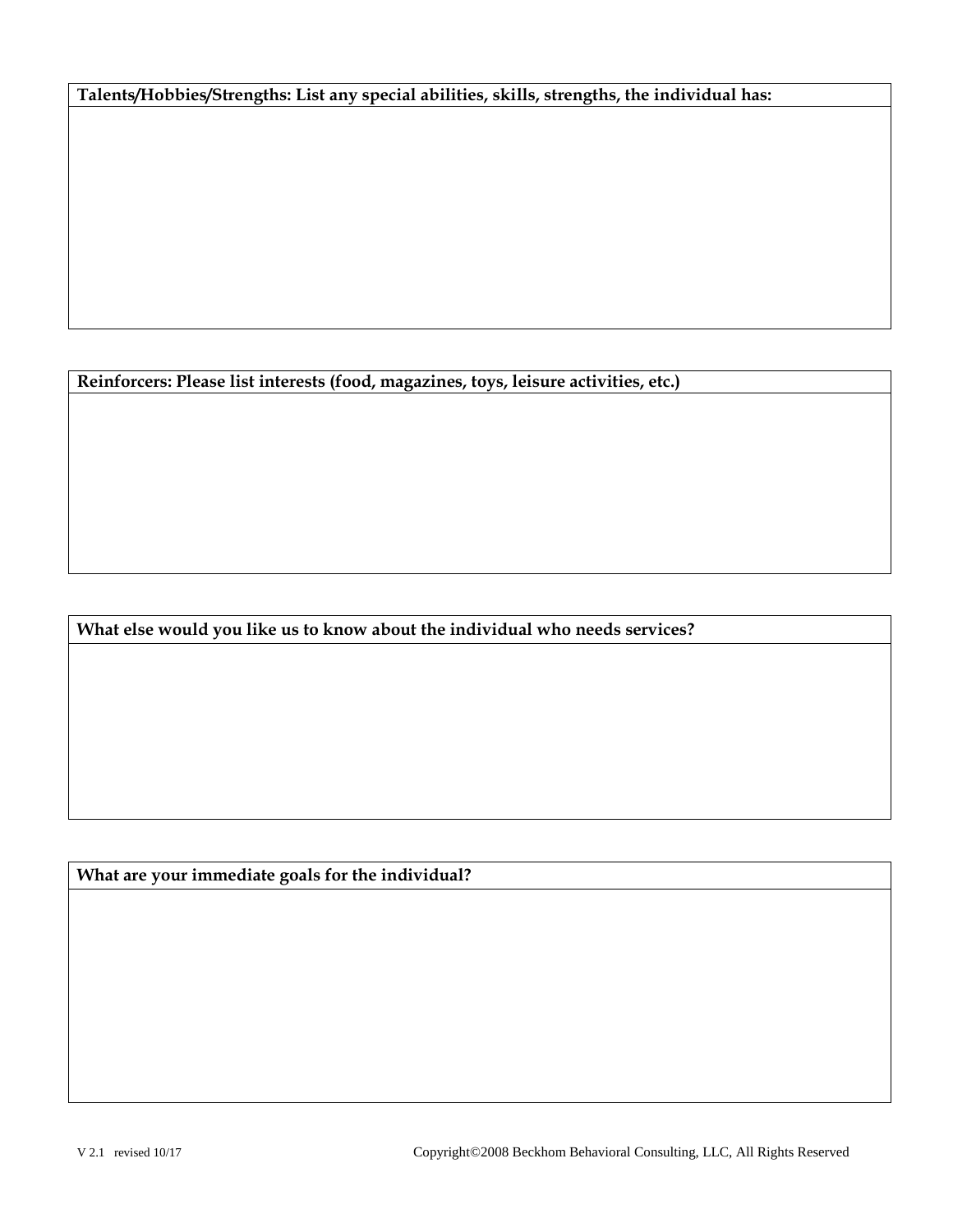**Talents/Hobbies/Strengths: List any special abilities, skills, strengths, the individual has:**

**Reinforcers: Please list interests (food, magazines, toys, leisure activities, etc.)**

**What else would you like us to know about the individual who needs services?**

**What are your immediate goals for the individual?**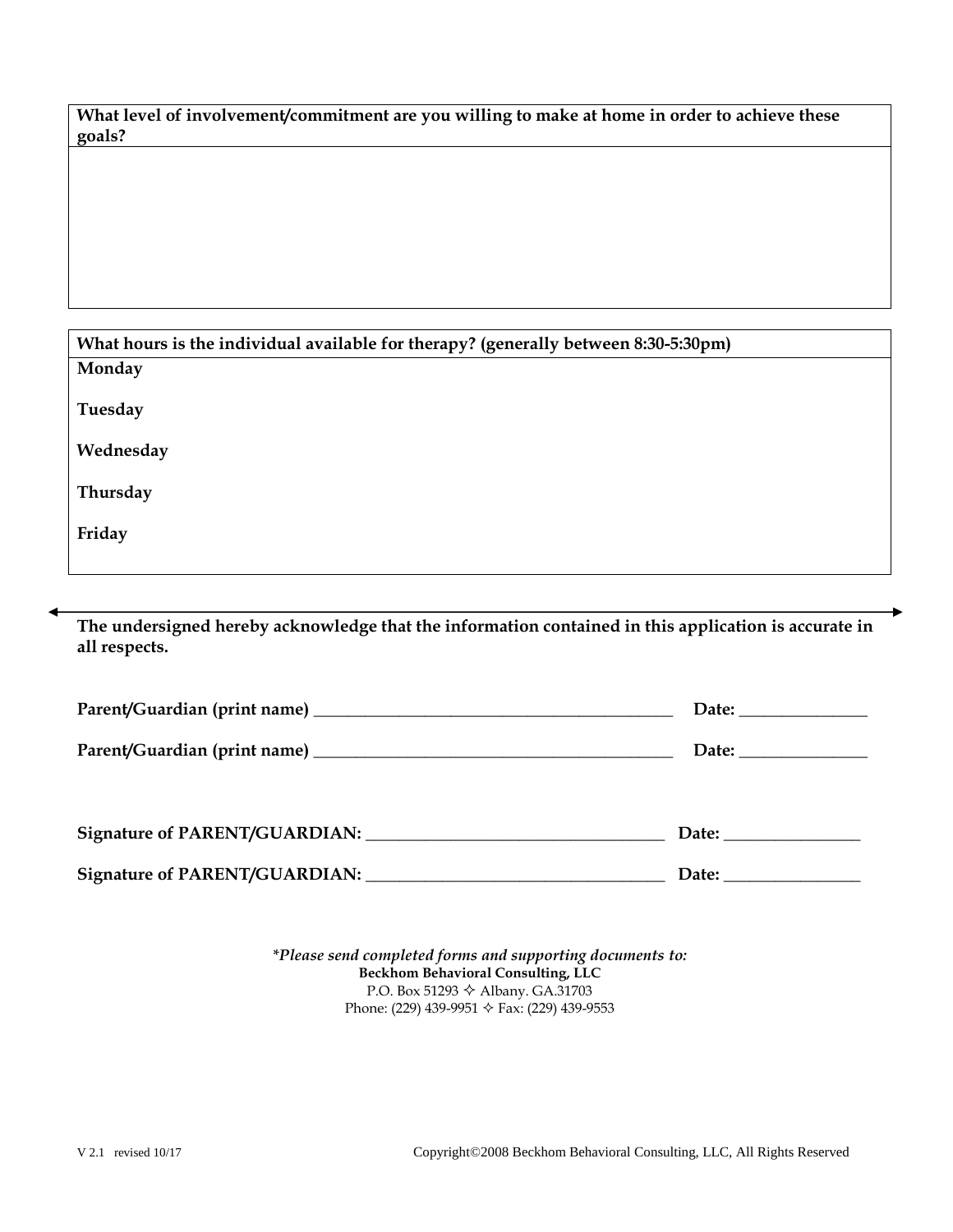| **What level of involvement/commitment are you willing to make at home in order to achieve these goals?** |
| --- |
| |

| **What hours is the individual available for therapy? (generally between 8:30-5:30pm)** |
| --- |
| **Monday** |
| **Tuesday** |
| **Wednesday** |
| **Thursday** |
| **Friday** |

---

**The undersigned hereby acknowledge that the information contained in this application is accurate in all respects.**

**Parent/Guardian (print name)** ___________________________________________ **Date:** _______________

**Parent/Guardian (print name)** ___________________________________________ **Date:** _______________

**Signature of PARENT/GUARDIAN:** ___________________________________ **Date:** ________________

**Signature of PARENT/GUARDIAN:** ___________________________________ **Date:** ________________

*\*Please send completed forms and supporting documents to:*
**Beckhom Behavioral Consulting, LLC**
P.O. Box 51293 ✧ Albany. GA.31703
Phone: (229) 439-9951 ✧ Fax: (229) 439-9553

V 2.1 revised 10/17 Copyright©2008 Beckhom Behavioral Consulting, LLC, All Rights Reserved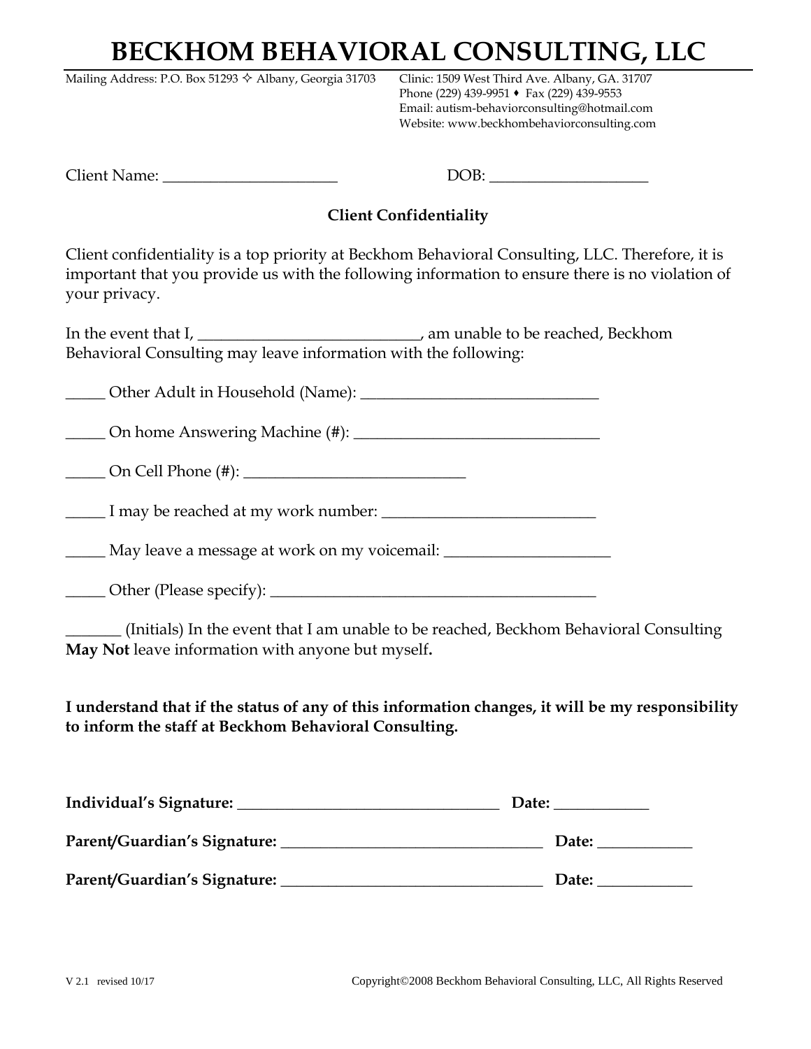# BECKHOM BEHAVIORAL CONSULTING, LLC

Mailing Address: P.O. Box 51293 ✧ Albany, Georgia 31703

Clinic: 1509 West Third Ave. Albany, GA. 31707
Phone (229) 439-9951 ♦ Fax (229) 439-9553
Email: autism-behaviorconsulting@hotmail.com
Website: www.beckhombehaviorconsulting.com

Client Name: ______________________ DOB: ____________________

**Client Confidentiality**

Client confidentiality is a top priority at Beckhom Behavioral Consulting, LLC. Therefore, it is important that you provide us with the following information to ensure there is no violation of your privacy.

In the event that I, ___________________________, am unable to be reached, Beckhom Behavioral Consulting may leave information with the following:

_____ Other Adult in Household (Name): ______________________________

_____ On home Answering Machine (#): _______________________________

_____ On Cell Phone (#): ___________________________

_____ I may be reached at my work number: __________________________

_____ May leave a message at work on my voicemail: ____________________

_____ Other (Please specify): _________________________________________

_______ (Initials) In the event that I am unable to be reached, Beckhom Behavioral Consulting **May Not** leave information with anyone but myself**.**

**I understand that if the status of any of this information changes, it will be my responsibility to inform the staff at Beckhom Behavioral Consulting.**

**Individual's Signature:** _________________________________ **Date:** ____________

**Parent/Guardian's Signature:** _________________________________ **Date:** ____________

**Parent/Guardian's Signature:** _________________________________ **Date:** ____________

V 2.1 revised 10/17 Copyright©2008 Beckhom Behavioral Consulting, LLC, All Rights Reserved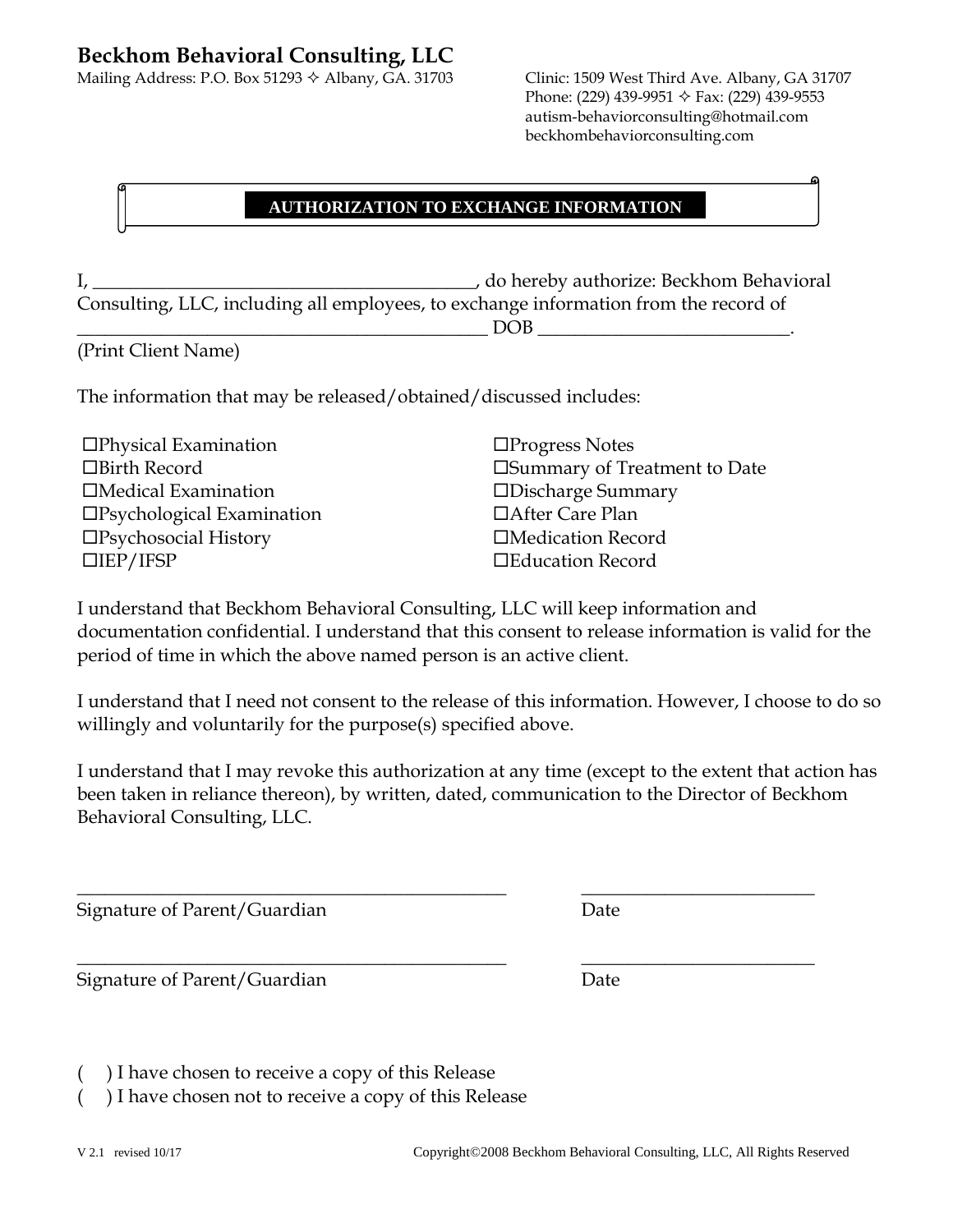**Beckhom Behavioral Consulting, LLC**
Mailing Address: P.O. Box 51293 ✧ Albany, GA. 31703

Clinic: 1509 West Third Ave. Albany, GA 31707
Phone: (229) 439-9951 ✧ Fax: (229) 439-9553
autism-behaviorconsulting@hotmail.com
beckhombehaviorconsulting.com

## AUTHORIZATION TO EXCHANGE INFORMATION

I, ________________________________________, do hereby authorize: Beckhom Behavioral Consulting, LLC, including all employees, to exchange information from the record of ____________________________________________ DOB __________________________.
(Print Client Name)

The information that may be released/obtained/discussed includes:

| | |
|---|---|
| ☐Physical Examination | ☐Progress Notes |
| ☐Birth Record | ☐Summary of Treatment to Date |
| ☐Medical Examination | ☐Discharge Summary |
| ☐Psychological Examination | ☐After Care Plan |
| ☐Psychosocial History | ☐Medication Record |
| ☐IEP/IFSP | ☐Education Record |

I understand that Beckhom Behavioral Consulting, LLC will keep information and documentation confidential. I understand that this consent to release information is valid for the period of time in which the above named person is an active client.

I understand that I need not consent to the release of this information. However, I choose to do so willingly and voluntarily for the purpose(s) specified above.

I understand that I may revoke this authorization at any time (except to the extent that action has been taken in reliance thereon), by written, dated, communication to the Director of Beckhom Behavioral Consulting, LLC.

_______________________________________________ _________________________
Signature of Parent/Guardian Date

_______________________________________________ _________________________
Signature of Parent/Guardian Date

(   ) I have chosen to receive a copy of this Release
(   ) I have chosen not to receive a copy of this Release

V 2.1 revised 10/17 Copyright©2008 Beckhom Behavioral Consulting, LLC, All Rights Reserved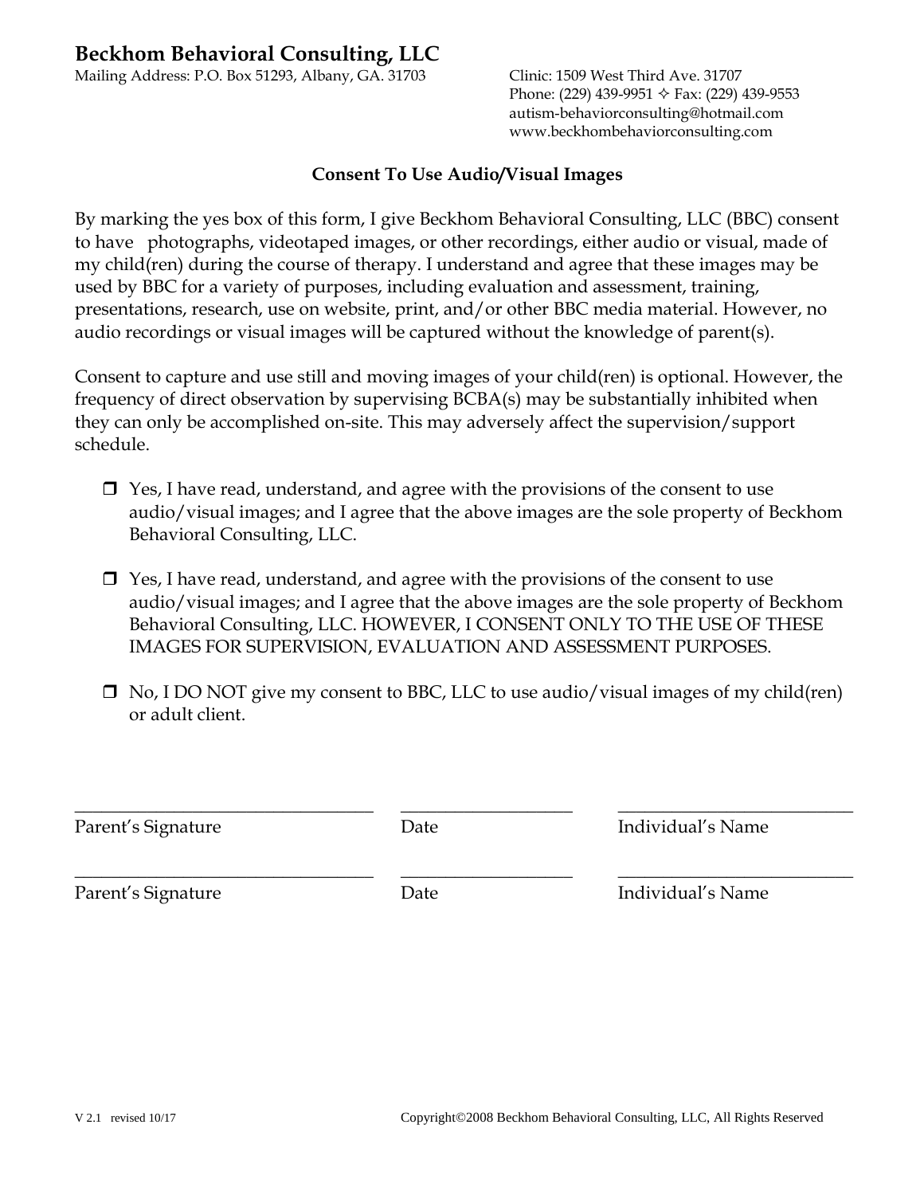# Beckhom Behavioral Consulting, LLC

Mailing Address: P.O. Box 51293, Albany, GA. 31703

Clinic: 1509 West Third Ave. 31707
Phone: (229) 439-9951 ✧ Fax: (229) 439-9553
autism-behaviorconsulting@hotmail.com
www.beckhombehaviorconsulting.com

**Consent To Use Audio/Visual Images**

By marking the yes box of this form, I give Beckhom Behavioral Consulting, LLC (BBC) consent to have photographs, videotaped images, or other recordings, either audio or visual, made of my child(ren) during the course of therapy. I understand and agree that these images may be used by BBC for a variety of purposes, including evaluation and assessment, training, presentations, research, use on website, print, and/or other BBC media material. However, no audio recordings or visual images will be captured without the knowledge of parent(s).

Consent to capture and use still and moving images of your child(ren) is optional. However, the frequency of direct observation by supervising BCBA(s) may be substantially inhibited when they can only be accomplished on-site. This may adversely affect the supervision/support schedule.

- ☐ Yes, I have read, understand, and agree with the provisions of the consent to use audio/visual images; and I agree that the above images are the sole property of Beckhom Behavioral Consulting, LLC.

- ☐ Yes, I have read, understand, and agree with the provisions of the consent to use audio/visual images; and I agree that the above images are the sole property of Beckhom Behavioral Consulting, LLC. HOWEVER, I CONSENT ONLY TO THE USE OF THESE IMAGES FOR SUPERVISION, EVALUATION AND ASSESSMENT PURPOSES.

- ☐ No, I DO NOT give my consent to BBC, LLC to use audio/visual images of my child(ren) or adult client.

\_\_\_\_\_\_\_\_\_\_\_\_\_\_\_\_\_\_\_\_\_\_\_\_\_\_\_\_\_\_ \_\_\_\_\_\_\_\_\_\_\_\_\_\_\_\_\_ \_\_\_\_\_\_\_\_\_\_\_\_\_\_\_\_\_\_\_\_\_\_\_\_
Parent's Signature Date Individual's Name

\_\_\_\_\_\_\_\_\_\_\_\_\_\_\_\_\_\_\_\_\_\_\_\_\_\_\_\_\_\_ \_\_\_\_\_\_\_\_\_\_\_\_\_\_\_\_\_ \_\_\_\_\_\_\_\_\_\_\_\_\_\_\_\_\_\_\_\_\_\_\_\_
Parent's Signature Date Individual's Name

V 2.1 revised 10/17 Copyright©2008 Beckhom Behavioral Consulting, LLC, All Rights Reserved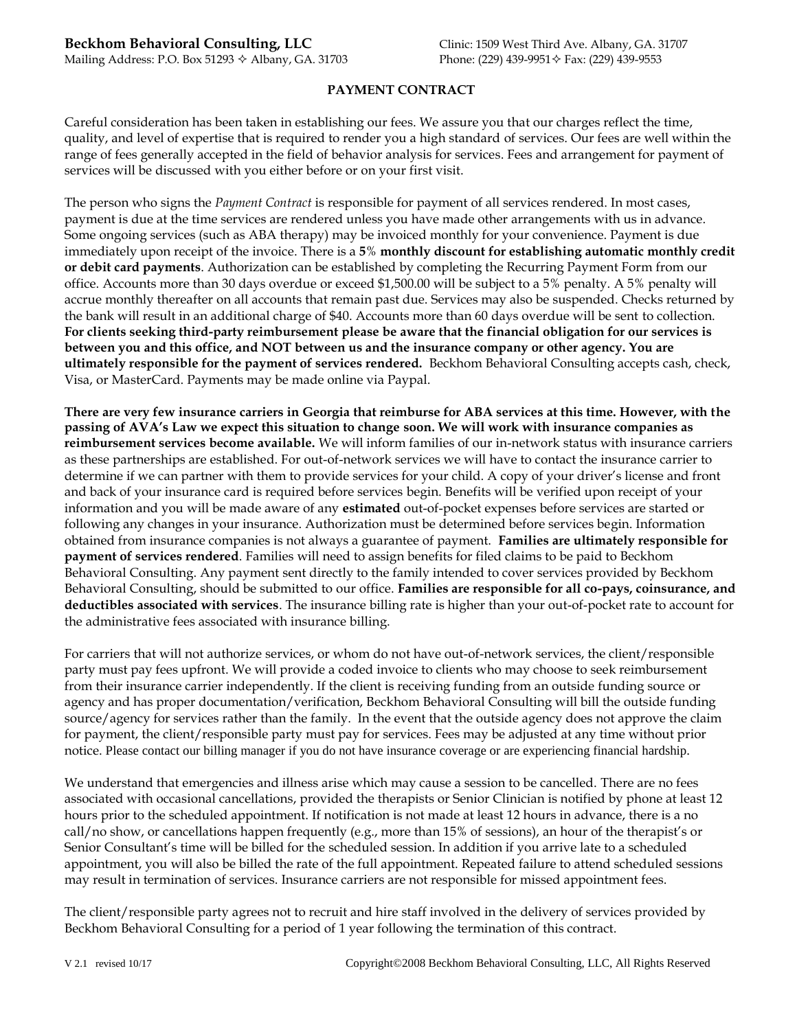**Beckhom Behavioral Consulting, LLC**
Mailing Address: P.O. Box 51293 ✧ Albany, GA. 31703

Clinic: 1509 West Third Ave. Albany, GA. 31707
Phone: (229) 439-9951✧ Fax: (229) 439-9553

## PAYMENT CONTRACT

Careful consideration has been taken in establishing our fees. We assure you that our charges reflect the time, quality, and level of expertise that is required to render you a high standard of services. Our fees are well within the range of fees generally accepted in the field of behavior analysis for services. Fees and arrangement for payment of services will be discussed with you either before or on your first visit.

The person who signs the *Payment Contract* is responsible for payment of all services rendered. In most cases, payment is due at the time services are rendered unless you have made other arrangements with us in advance. Some ongoing services (such as ABA therapy) may be invoiced monthly for your convenience. Payment is due immediately upon receipt of the invoice. There is a **5% monthly discount for establishing automatic monthly credit or debit card payments**. Authorization can be established by completing the Recurring Payment Form from our office. Accounts more than 30 days overdue or exceed $1,500.00 will be subject to a 5% penalty. A 5% penalty will accrue monthly thereafter on all accounts that remain past due. Services may also be suspended. Checks returned by the bank will result in an additional charge of $40. Accounts more than 60 days overdue will be sent to collection. **For clients seeking third-party reimbursement please be aware that the financial obligation for our services is between you and this office, and NOT between us and the insurance company or other agency. You are ultimately responsible for the payment of services rendered.** Beckhom Behavioral Consulting accepts cash, check, Visa, or MasterCard. Payments may be made online via Paypal.

**There are very few insurance carriers in Georgia that reimburse for ABA services at this time. However, with the passing of AVA's Law we expect this situation to change soon. We will work with insurance companies as reimbursement services become available.** We will inform families of our in-network status with insurance carriers as these partnerships are established. For out-of-network services we will have to contact the insurance carrier to determine if we can partner with them to provide services for your child. A copy of your driver's license and front and back of your insurance card is required before services begin. Benefits will be verified upon receipt of your information and you will be made aware of any **estimated** out-of-pocket expenses before services are started or following any changes in your insurance. Authorization must be determined before services begin. Information obtained from insurance companies is not always a guarantee of payment. **Families are ultimately responsible for payment of services rendered**. Families will need to assign benefits for filed claims to be paid to Beckhom Behavioral Consulting. Any payment sent directly to the family intended to cover services provided by Beckhom Behavioral Consulting, should be submitted to our office. **Families are responsible for all co-pays, coinsurance, and deductibles associated with services**. The insurance billing rate is higher than your out-of-pocket rate to account for the administrative fees associated with insurance billing.

For carriers that will not authorize services, or whom do not have out-of-network services, the client/responsible party must pay fees upfront. We will provide a coded invoice to clients who may choose to seek reimbursement from their insurance carrier independently. If the client is receiving funding from an outside funding source or agency and has proper documentation/verification, Beckhom Behavioral Consulting will bill the outside funding source/agency for services rather than the family. In the event that the outside agency does not approve the claim for payment, the client/responsible party must pay for services. Fees may be adjusted at any time without prior notice. Please contact our billing manager if you do not have insurance coverage or are experiencing financial hardship.

We understand that emergencies and illness arise which may cause a session to be cancelled. There are no fees associated with occasional cancellations, provided the therapists or Senior Clinician is notified by phone at least 12 hours prior to the scheduled appointment. If notification is not made at least 12 hours in advance, there is a no call/no show, or cancellations happen frequently (e.g., more than 15% of sessions), an hour of the therapist's or Senior Consultant's time will be billed for the scheduled session. In addition if you arrive late to a scheduled appointment, you will also be billed the rate of the full appointment. Repeated failure to attend scheduled sessions may result in termination of services. Insurance carriers are not responsible for missed appointment fees.

The client/responsible party agrees not to recruit and hire staff involved in the delivery of services provided by Beckhom Behavioral Consulting for a period of 1 year following the termination of this contract.

V 2.1 revised 10/17 Copyright©2008 Beckhom Behavioral Consulting, LLC, All Rights Reserved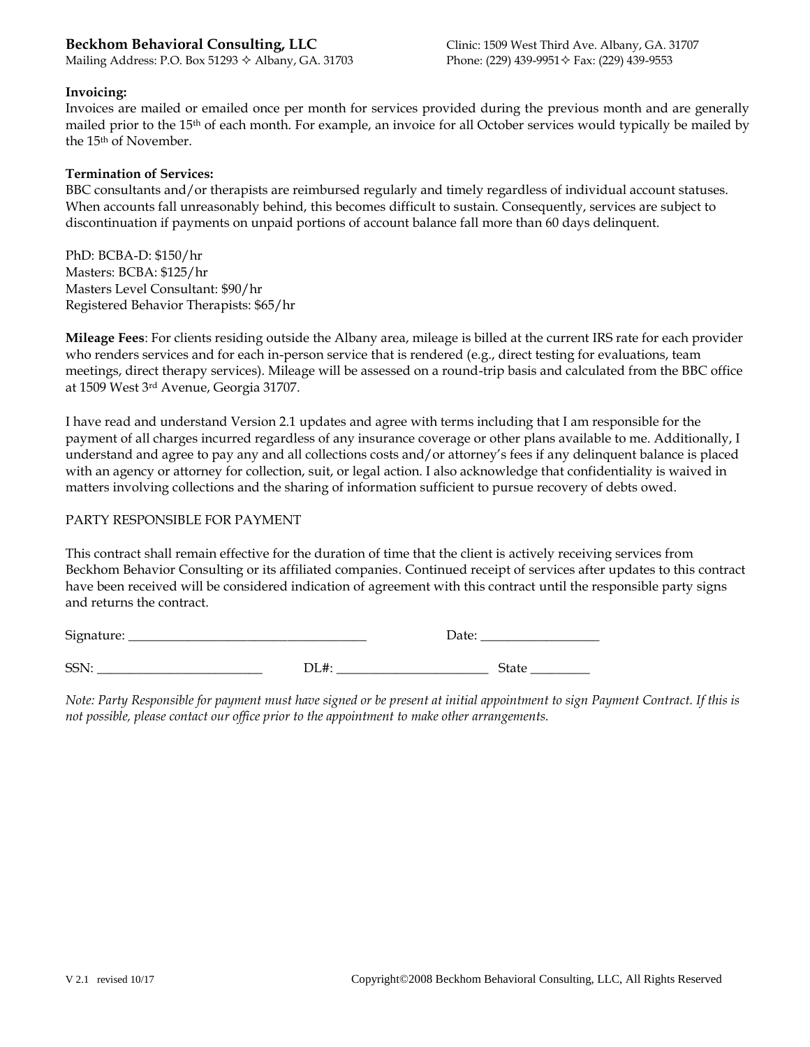**Beckhom Behavioral Consulting, LLC**
Mailing Address: P.O. Box 51293 ✧ Albany, GA. 31703

Clinic: 1509 West Third Ave. Albany, GA. 31707
Phone: (229) 439-9951✧ Fax: (229) 439-9553

**Invoicing:**
Invoices are mailed or emailed once per month for services provided during the previous month and are generally mailed prior to the 15th of each month. For example, an invoice for all October services would typically be mailed by the 15th of November.

**Termination of Services:**
BBC consultants and/or therapists are reimbursed regularly and timely regardless of individual account statuses. When accounts fall unreasonably behind, this becomes difficult to sustain. Consequently, services are subject to discontinuation if payments on unpaid portions of account balance fall more than 60 days delinquent.

PhD: BCBA-D: $150/hr
Masters: BCBA: $125/hr
Masters Level Consultant: $90/hr
Registered Behavior Therapists: $65/hr

**Mileage Fees**: For clients residing outside the Albany area, mileage is billed at the current IRS rate for each provider who renders services and for each in-person service that is rendered (e.g., direct testing for evaluations, team meetings, direct therapy services). Mileage will be assessed on a round-trip basis and calculated from the BBC office at 1509 West 3rd Avenue, Georgia 31707.

I have read and understand Version 2.1 updates and agree with terms including that I am responsible for the payment of all charges incurred regardless of any insurance coverage or other plans available to me. Additionally, I understand and agree to pay any and all collections costs and/or attorney's fees if any delinquent balance is placed with an agency or attorney for collection, suit, or legal action. I also acknowledge that confidentiality is waived in matters involving collections and the sharing of information sufficient to pursue recovery of debts owed.

PARTY RESPONSIBLE FOR PAYMENT

This contract shall remain effective for the duration of time that the client is actively receiving services from Beckhom Behavior Consulting or its affiliated companies. Continued receipt of services after updates to this contract have been received will be considered indication of agreement with this contract until the responsible party signs and returns the contract.

Signature: ___________________________________ Date: _________________

SSN: ________________________ DL#: _______________________ State _________

*Note: Party Responsible for payment must have signed or be present at initial appointment to sign Payment Contract. If this is not possible, please contact our office prior to the appointment to make other arrangements.*

V 2.1 revised 10/17 Copyright©2008 Beckhom Behavioral Consulting, LLC, All Rights Reserved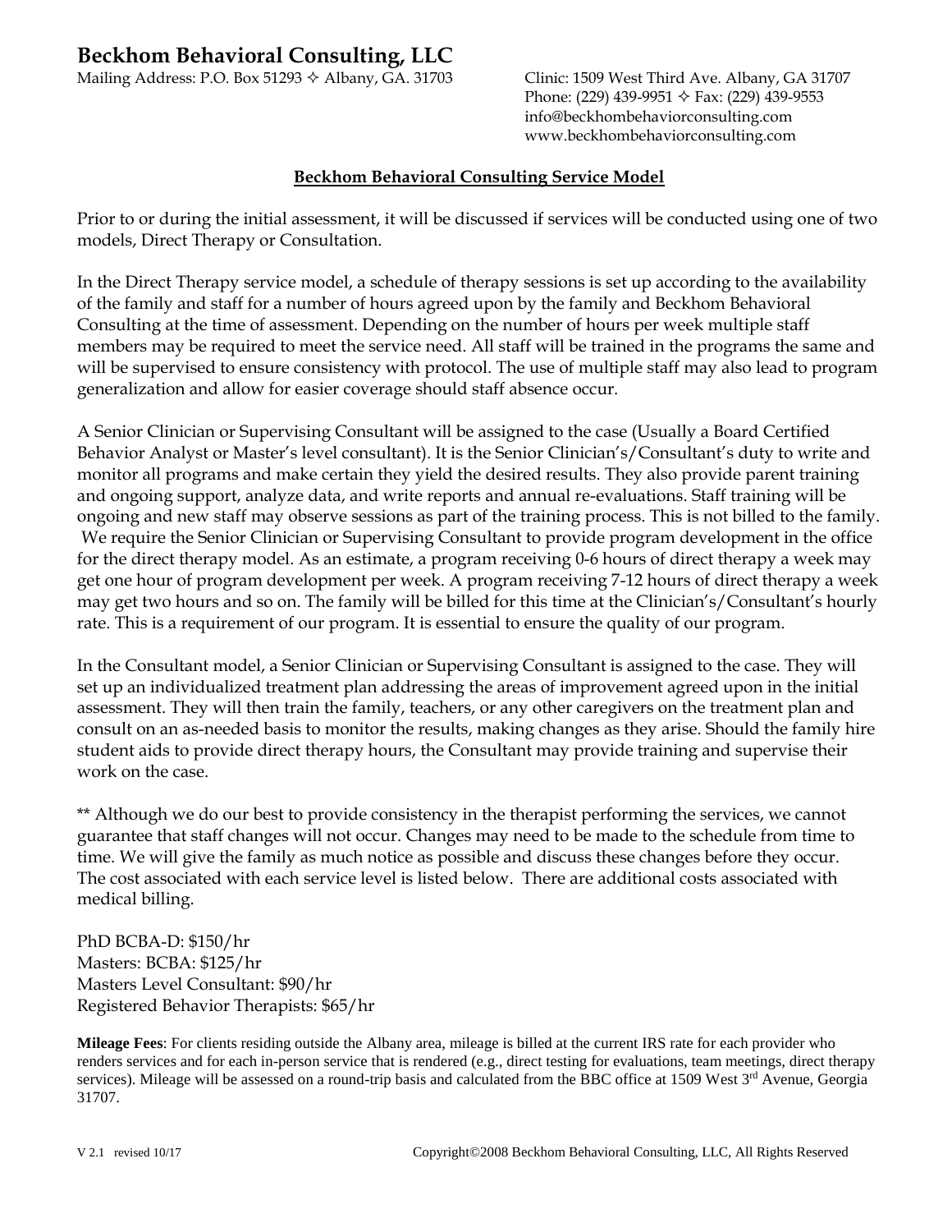# Beckhom Behavioral Consulting, LLC

Mailing Address: P.O. Box 51293 ✧ Albany, GA. 31703

Clinic: 1509 West Third Ave. Albany, GA 31707
Phone: (229) 439-9951 ✧ Fax: (229) 439-9553
info@beckhombehaviorconsulting.com
www.beckhombehaviorconsulting.com

## Beckhom Behavioral Consulting Service Model

Prior to or during the initial assessment, it will be discussed if services will be conducted using one of two models, Direct Therapy or Consultation.

In the Direct Therapy service model, a schedule of therapy sessions is set up according to the availability of the family and staff for a number of hours agreed upon by the family and Beckhom Behavioral Consulting at the time of assessment. Depending on the number of hours per week multiple staff members may be required to meet the service need. All staff will be trained in the programs the same and will be supervised to ensure consistency with protocol. The use of multiple staff may also lead to program generalization and allow for easier coverage should staff absence occur.

A Senior Clinician or Supervising Consultant will be assigned to the case (Usually a Board Certified Behavior Analyst or Master's level consultant). It is the Senior Clinician's/Consultant's duty to write and monitor all programs and make certain they yield the desired results. They also provide parent training and ongoing support, analyze data, and write reports and annual re-evaluations. Staff training will be ongoing and new staff may observe sessions as part of the training process. This is not billed to the family. We require the Senior Clinician or Supervising Consultant to provide program development in the office for the direct therapy model. As an estimate, a program receiving 0-6 hours of direct therapy a week may get one hour of program development per week. A program receiving 7-12 hours of direct therapy a week may get two hours and so on. The family will be billed for this time at the Clinician's/Consultant's hourly rate. This is a requirement of our program. It is essential to ensure the quality of our program.

In the Consultant model, a Senior Clinician or Supervising Consultant is assigned to the case. They will set up an individualized treatment plan addressing the areas of improvement agreed upon in the initial assessment. They will then train the family, teachers, or any other caregivers on the treatment plan and consult on an as-needed basis to monitor the results, making changes as they arise. Should the family hire student aids to provide direct therapy hours, the Consultant may provide training and supervise their work on the case.

** Although we do our best to provide consistency in the therapist performing the services, we cannot guarantee that staff changes will not occur. Changes may need to be made to the schedule from time to time. We will give the family as much notice as possible and discuss these changes before they occur. The cost associated with each service level is listed below. There are additional costs associated with medical billing.

PhD BCBA-D: $150/hr
Masters: BCBA: $125/hr
Masters Level Consultant: $90/hr
Registered Behavior Therapists: $65/hr

**Mileage Fees**: For clients residing outside the Albany area, mileage is billed at the current IRS rate for each provider who renders services and for each in-person service that is rendered (e.g., direct testing for evaluations, team meetings, direct therapy services). Mileage will be assessed on a round-trip basis and calculated from the BBC office at 1509 West 3rd Avenue, Georgia 31707.

V 2.1 revised 10/17 Copyright©2008 Beckhom Behavioral Consulting, LLC, All Rights Reserved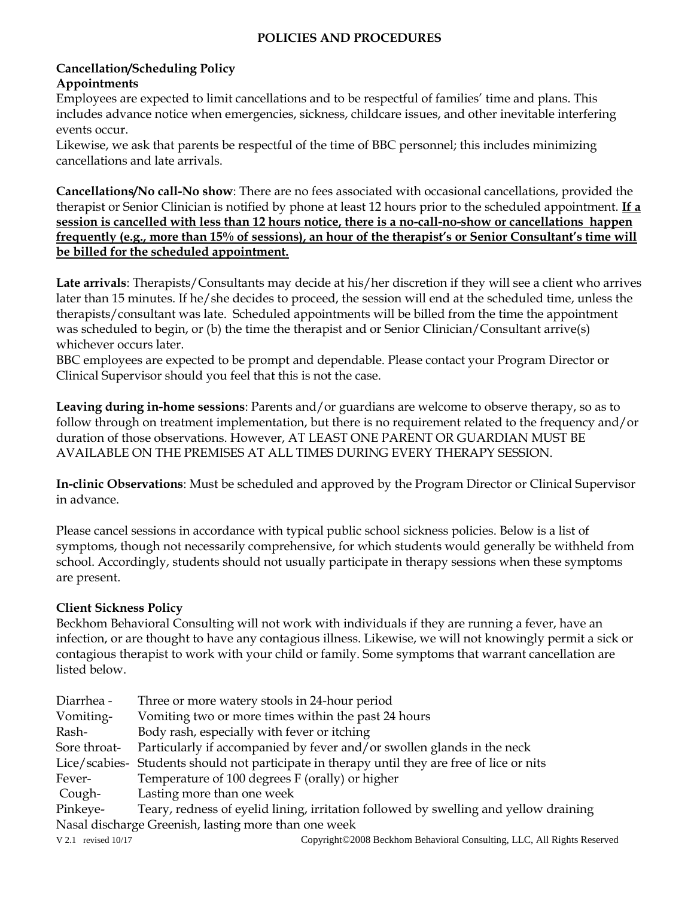## POLICIES AND PROCEDURES

**Cancellation/Scheduling Policy**
**Appointments**
Employees are expected to limit cancellations and to be respectful of families' time and plans. This includes advance notice when emergencies, sickness, childcare issues, and other inevitable interfering events occur.
Likewise, we ask that parents be respectful of the time of BBC personnel; this includes minimizing cancellations and late arrivals.

**Cancellations/No call-No show**: There are no fees associated with occasional cancellations, provided the therapist or Senior Clinician is notified by phone at least 12 hours prior to the scheduled appointment. **If a session is cancelled with less than 12 hours notice, there is a no-call-no-show or cancellations happen frequently (e.g., more than 15% of sessions), an hour of the therapist's or Senior Consultant's time will be billed for the scheduled appointment.**

**Late arrivals**: Therapists/Consultants may decide at his/her discretion if they will see a client who arrives later than 15 minutes. If he/she decides to proceed, the session will end at the scheduled time, unless the therapists/consultant was late. Scheduled appointments will be billed from the time the appointment was scheduled to begin, or (b) the time the therapist and or Senior Clinician/Consultant arrive(s) whichever occurs later.
BBC employees are expected to be prompt and dependable. Please contact your Program Director or Clinical Supervisor should you feel that this is not the case.

**Leaving during in-home sessions**: Parents and/or guardians are welcome to observe therapy, so as to follow through on treatment implementation, but there is no requirement related to the frequency and/or duration of those observations. However, AT LEAST ONE PARENT OR GUARDIAN MUST BE AVAILABLE ON THE PREMISES AT ALL TIMES DURING EVERY THERAPY SESSION.

**In-clinic Observations**: Must be scheduled and approved by the Program Director or Clinical Supervisor in advance.

Please cancel sessions in accordance with typical public school sickness policies. Below is a list of symptoms, though not necessarily comprehensive, for which students would generally be withheld from school. Accordingly, students should not usually participate in therapy sessions when these symptoms are present.

**Client Sickness Policy**
Beckhom Behavioral Consulting will not work with individuals if they are running a fever, have an infection, or are thought to have any contagious illness. Likewise, we will not knowingly permit a sick or contagious therapist to work with your child or family. Some symptoms that warrant cancellation are listed below.

| | |
|---|---|
| Diarrhea - | Three or more watery stools in 24-hour period |
| Vomiting- | Vomiting two or more times within the past 24 hours |
| Rash- | Body rash, especially with fever or itching |
| Sore throat- | Particularly if accompanied by fever and/or swollen glands in the neck |
| Lice/scabies- | Students should not participate in therapy until they are free of lice or nits |
| Fever- | Temperature of 100 degrees F (orally) or higher |
| Cough- | Lasting more than one week |
| Pinkeye- | Teary, redness of eyelid lining, irritation followed by swelling and yellow draining |
| Nasal discharge | Greenish, lasting more than one week |

V 2.1 revised 10/17 Copyright©2008 Beckhom Behavioral Consulting, LLC, All Rights Reserved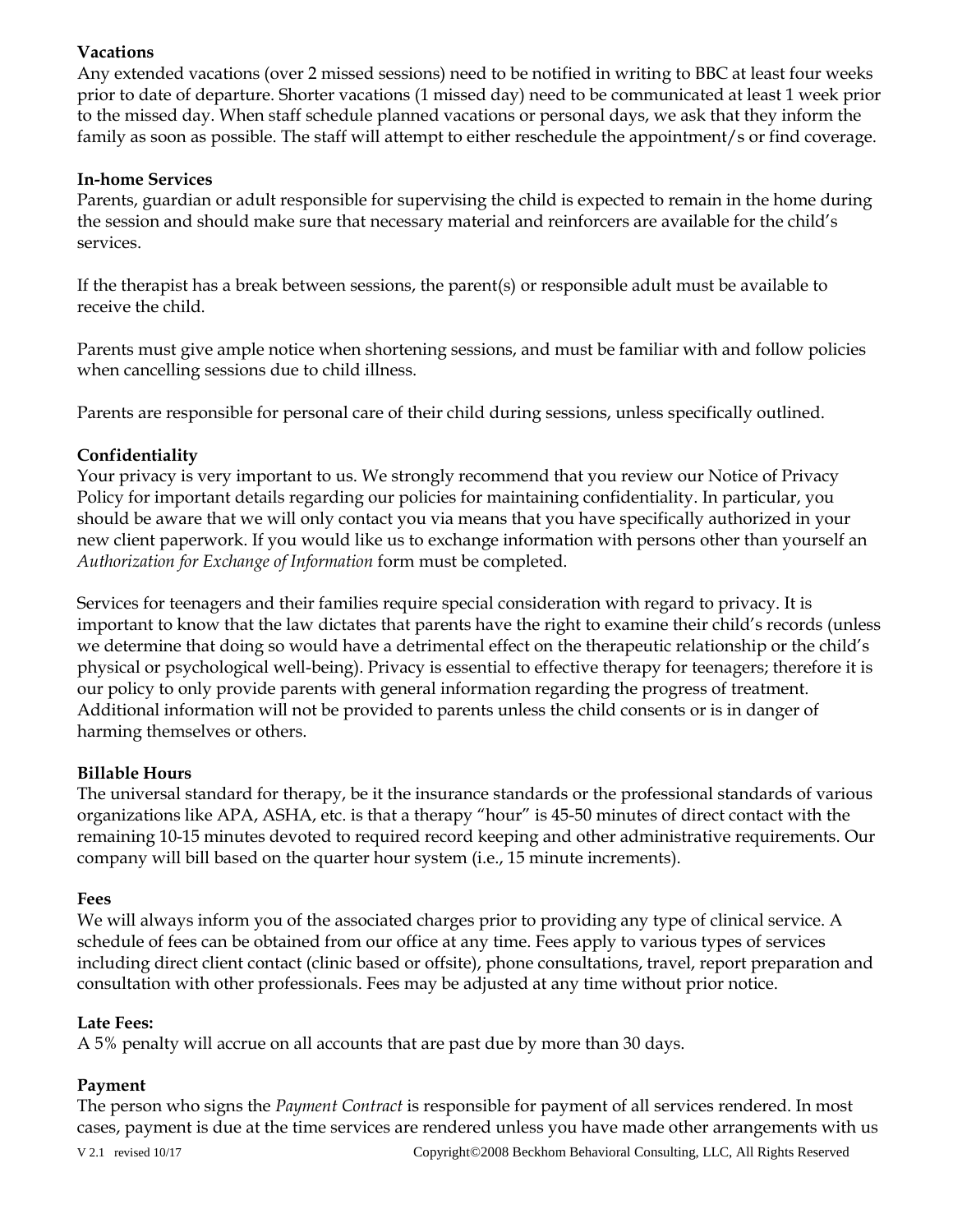**Vacations**

Any extended vacations (over 2 missed sessions) need to be notified in writing to BBC at least four weeks prior to date of departure. Shorter vacations (1 missed day) need to be communicated at least 1 week prior to the missed day. When staff schedule planned vacations or personal days, we ask that they inform the family as soon as possible. The staff will attempt to either reschedule the appointment/s or find coverage.

**In-home Services**

Parents, guardian or adult responsible for supervising the child is expected to remain in the home during the session and should make sure that necessary material and reinforcers are available for the child's services.

If the therapist has a break between sessions, the parent(s) or responsible adult must be available to receive the child.

Parents must give ample notice when shortening sessions, and must be familiar with and follow policies when cancelling sessions due to child illness.

Parents are responsible for personal care of their child during sessions, unless specifically outlined.

**Confidentiality**

Your privacy is very important to us. We strongly recommend that you review our Notice of Privacy Policy for important details regarding our policies for maintaining confidentiality. In particular, you should be aware that we will only contact you via means that you have specifically authorized in your new client paperwork. If you would like us to exchange information with persons other than yourself an *Authorization for Exchange of Information* form must be completed.

Services for teenagers and their families require special consideration with regard to privacy. It is important to know that the law dictates that parents have the right to examine their child's records (unless we determine that doing so would have a detrimental effect on the therapeutic relationship or the child's physical or psychological well-being). Privacy is essential to effective therapy for teenagers; therefore it is our policy to only provide parents with general information regarding the progress of treatment. Additional information will not be provided to parents unless the child consents or is in danger of harming themselves or others.

**Billable Hours**

The universal standard for therapy, be it the insurance standards or the professional standards of various organizations like APA, ASHA, etc. is that a therapy "hour" is 45-50 minutes of direct contact with the remaining 10-15 minutes devoted to required record keeping and other administrative requirements. Our company will bill based on the quarter hour system (i.e., 15 minute increments).

**Fees**

We will always inform you of the associated charges prior to providing any type of clinical service. A schedule of fees can be obtained from our office at any time. Fees apply to various types of services including direct client contact (clinic based or offsite), phone consultations, travel, report preparation and consultation with other professionals. Fees may be adjusted at any time without prior notice.

**Late Fees:**

A 5% penalty will accrue on all accounts that are past due by more than 30 days.

**Payment**

The person who signs the *Payment Contract* is responsible for payment of all services rendered. In most cases, payment is due at the time services are rendered unless you have made other arrangements with us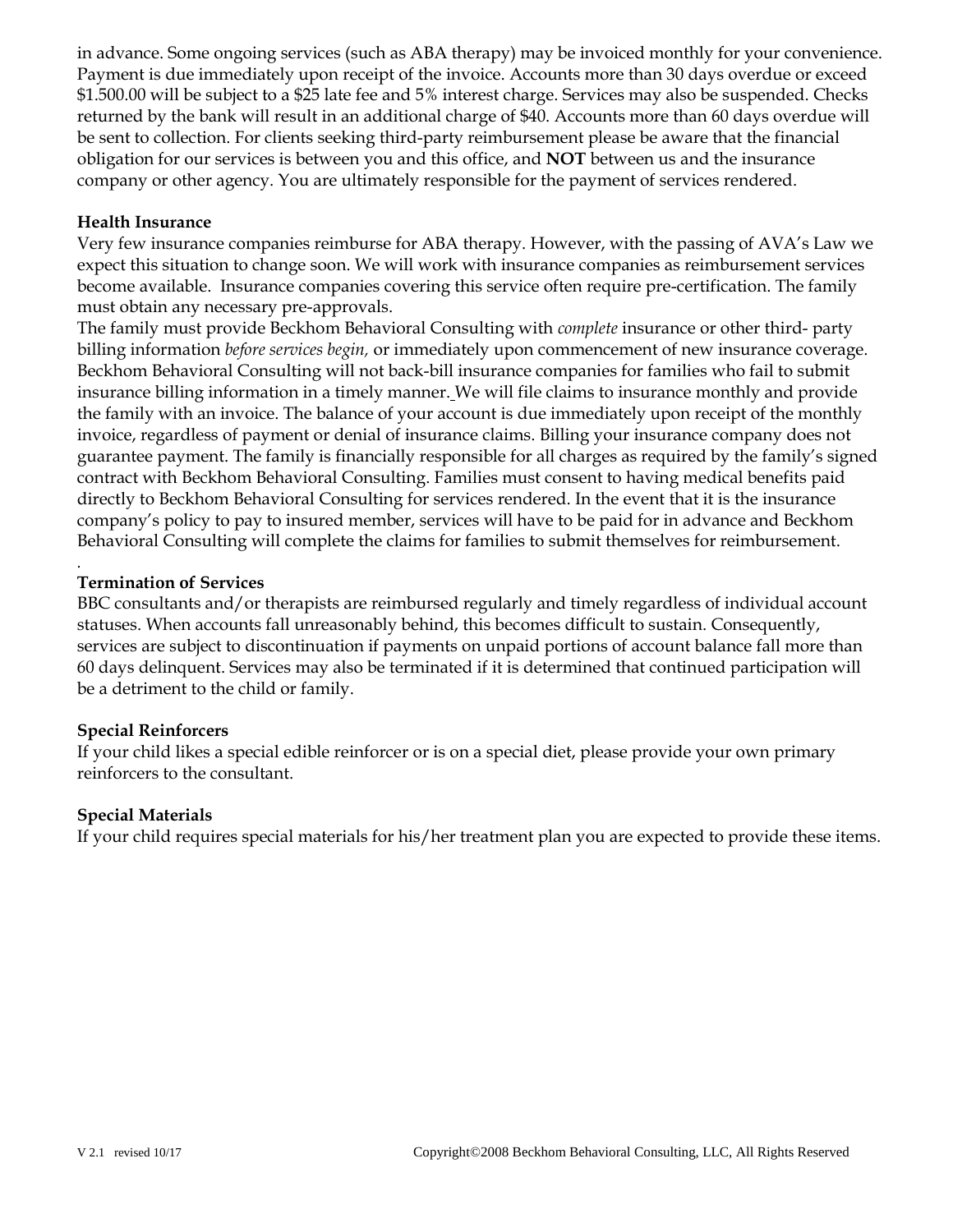in advance. Some ongoing services (such as ABA therapy) may be invoiced monthly for your convenience. Payment is due immediately upon receipt of the invoice. Accounts more than 30 days overdue or exceed $1.500.00 will be subject to a $25 late fee and 5% interest charge. Services may also be suspended. Checks returned by the bank will result in an additional charge of $40. Accounts more than 60 days overdue will be sent to collection. For clients seeking third-party reimbursement please be aware that the financial obligation for our services is between you and this office, and **NOT** between us and the insurance company or other agency. You are ultimately responsible for the payment of services rendered.

**Health Insurance**

Very few insurance companies reimburse for ABA therapy. However, with the passing of AVA's Law we expect this situation to change soon. We will work with insurance companies as reimbursement services become available. Insurance companies covering this service often require pre-certification. The family must obtain any necessary pre-approvals.

The family must provide Beckhom Behavioral Consulting with *complete* insurance or other third- party billing information *before services begin,* or immediately upon commencement of new insurance coverage. Beckhom Behavioral Consulting will not back-bill insurance companies for families who fail to submit insurance billing information in a timely manner. We will file claims to insurance monthly and provide the family with an invoice. The balance of your account is due immediately upon receipt of the monthly invoice, regardless of payment or denial of insurance claims. Billing your insurance company does not guarantee payment. The family is financially responsible for all charges as required by the family's signed contract with Beckhom Behavioral Consulting. Families must consent to having medical benefits paid directly to Beckhom Behavioral Consulting for services rendered. In the event that it is the insurance company's policy to pay to insured member, services will have to be paid for in advance and Beckhom Behavioral Consulting will complete the claims for families to submit themselves for reimbursement.

**Termination of Services**

BBC consultants and/or therapists are reimbursed regularly and timely regardless of individual account statuses. When accounts fall unreasonably behind, this becomes difficult to sustain. Consequently, services are subject to discontinuation if payments on unpaid portions of account balance fall more than 60 days delinquent. Services may also be terminated if it is determined that continued participation will be a detriment to the child or family.

**Special Reinforcers**

If your child likes a special edible reinforcer or is on a special diet, please provide your own primary reinforcers to the consultant.

**Special Materials**

If your child requires special materials for his/her treatment plan you are expected to provide these items.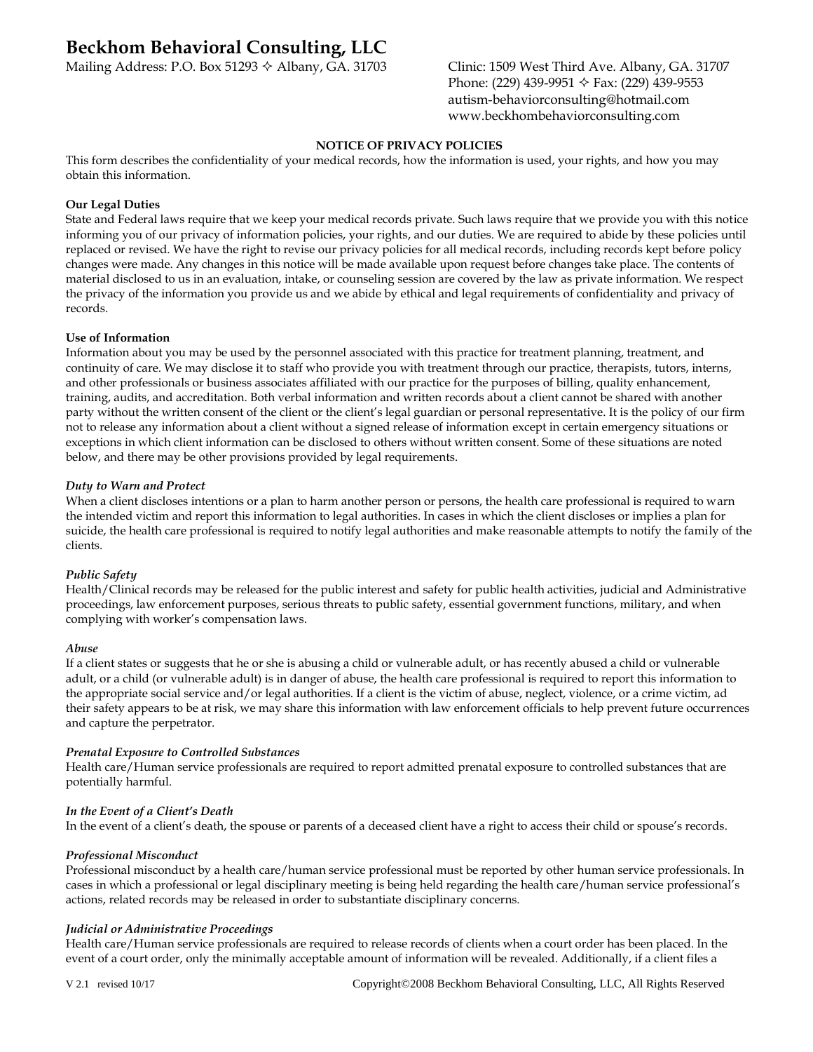# Beckhom Behavioral Consulting, LLC

Mailing Address: P.O. Box 51293 ✧ Albany, GA. 31703

Clinic: 1509 West Third Ave. Albany, GA. 31707
Phone: (229) 439-9951 ✧ Fax: (229) 439-9553
autism-behaviorconsulting@hotmail.com
www.beckhombehaviorconsulting.com

## NOTICE OF PRIVACY POLICIES

This form describes the confidentiality of your medical records, how the information is used, your rights, and how you may obtain this information.

**Our Legal Duties**

State and Federal laws require that we keep your medical records private. Such laws require that we provide you with this notice informing you of our privacy of information policies, your rights, and our duties. We are required to abide by these policies until replaced or revised. We have the right to revise our privacy policies for all medical records, including records kept before policy changes were made. Any changes in this notice will be made available upon request before changes take place. The contents of material disclosed to us in an evaluation, intake, or counseling session are covered by the law as private information. We respect the privacy of the information you provide us and we abide by ethical and legal requirements of confidentiality and privacy of records.

**Use of Information**

Information about you may be used by the personnel associated with this practice for treatment planning, treatment, and continuity of care. We may disclose it to staff who provide you with treatment through our practice, therapists, tutors, interns, and other professionals or business associates affiliated with our practice for the purposes of billing, quality enhancement, training, audits, and accreditation. Both verbal information and written records about a client cannot be shared with another party without the written consent of the client or the client's legal guardian or personal representative. It is the policy of our firm not to release any information about a client without a signed release of information except in certain emergency situations or exceptions in which client information can be disclosed to others without written consent. Some of these situations are noted below, and there may be other provisions provided by legal requirements.

***Duty to Warn and Protect***

When a client discloses intentions or a plan to harm another person or persons, the health care professional is required to warn the intended victim and report this information to legal authorities. In cases in which the client discloses or implies a plan for suicide, the health care professional is required to notify legal authorities and make reasonable attempts to notify the family of the clients.

***Public Safety***

Health/Clinical records may be released for the public interest and safety for public health activities, judicial and Administrative proceedings, law enforcement purposes, serious threats to public safety, essential government functions, military, and when complying with worker's compensation laws.

***Abuse***

If a client states or suggests that he or she is abusing a child or vulnerable adult, or has recently abused a child or vulnerable adult, or a child (or vulnerable adult) is in danger of abuse, the health care professional is required to report this information to the appropriate social service and/or legal authorities. If a client is the victim of abuse, neglect, violence, or a crime victim, ad their safety appears to be at risk, we may share this information with law enforcement officials to help prevent future occurrences and capture the perpetrator.

***Prenatal Exposure to Controlled Substances***

Health care/Human service professionals are required to report admitted prenatal exposure to controlled substances that are potentially harmful.

***In the Event of a Client's Death***

In the event of a client's death, the spouse or parents of a deceased client have a right to access their child or spouse's records.

***Professional Misconduct***

Professional misconduct by a health care/human service professional must be reported by other human service professionals. In cases in which a professional or legal disciplinary meeting is being held regarding the health care/human service professional's actions, related records may be released in order to substantiate disciplinary concerns.

***Judicial or Administrative Proceedings***

Health care/Human service professionals are required to release records of clients when a court order has been placed. In the event of a court order, only the minimally acceptable amount of information will be revealed. Additionally, if a client files a

V 2.1 revised 10/17 Copyright©2008 Beckhom Behavioral Consulting, LLC, All Rights Reserved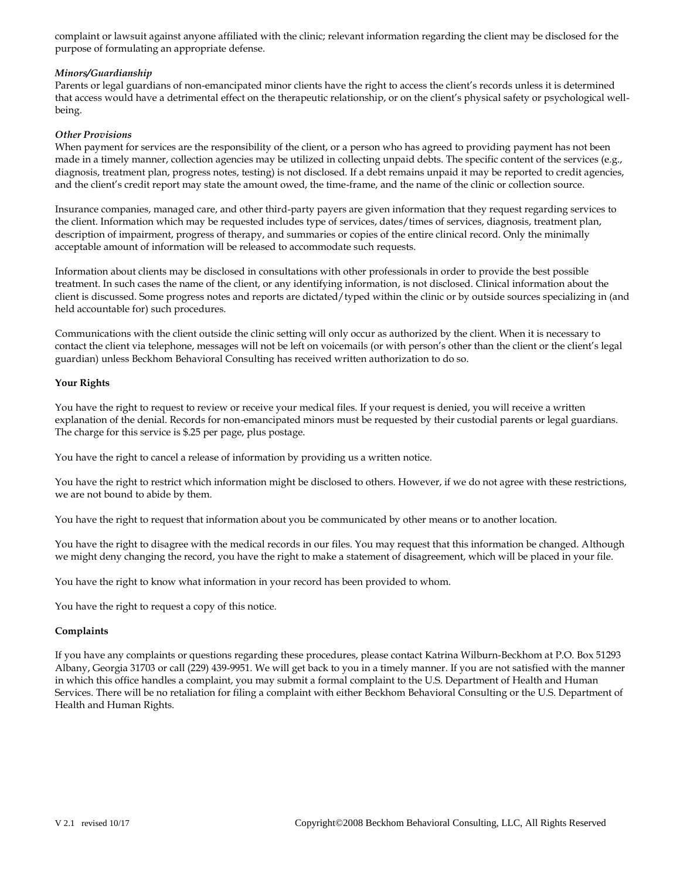complaint or lawsuit against anyone affiliated with the clinic; relevant information regarding the client may be disclosed for the purpose of formulating an appropriate defense.

***Minors/Guardianship***

Parents or legal guardians of non-emancipated minor clients have the right to access the client's records unless it is determined that access would have a detrimental effect on the therapeutic relationship, or on the client's physical safety or psychological well-being.

***Other Provisions***

When payment for services are the responsibility of the client, or a person who has agreed to providing payment has not been made in a timely manner, collection agencies may be utilized in collecting unpaid debts. The specific content of the services (e.g., diagnosis, treatment plan, progress notes, testing) is not disclosed. If a debt remains unpaid it may be reported to credit agencies, and the client's credit report may state the amount owed, the time-frame, and the name of the clinic or collection source.

Insurance companies, managed care, and other third-party payers are given information that they request regarding services to the client. Information which may be requested includes type of services, dates/times of services, diagnosis, treatment plan, description of impairment, progress of therapy, and summaries or copies of the entire clinical record. Only the minimally acceptable amount of information will be released to accommodate such requests.

Information about clients may be disclosed in consultations with other professionals in order to provide the best possible treatment. In such cases the name of the client, or any identifying information, is not disclosed. Clinical information about the client is discussed. Some progress notes and reports are dictated/typed within the clinic or by outside sources specializing in (and held accountable for) such procedures.

Communications with the client outside the clinic setting will only occur as authorized by the client. When it is necessary to contact the client via telephone, messages will not be left on voicemails (or with person's other than the client or the client's legal guardian) unless Beckhom Behavioral Consulting has received written authorization to do so.

**Your Rights**

You have the right to request to review or receive your medical files. If your request is denied, you will receive a written explanation of the denial. Records for non-emancipated minors must be requested by their custodial parents or legal guardians. The charge for this service is $.25 per page, plus postage.

You have the right to cancel a release of information by providing us a written notice.

You have the right to restrict which information might be disclosed to others. However, if we do not agree with these restrictions, we are not bound to abide by them.

You have the right to request that information about you be communicated by other means or to another location.

You have the right to disagree with the medical records in our files. You may request that this information be changed. Although we might deny changing the record, you have the right to make a statement of disagreement, which will be placed in your file.

You have the right to know what information in your record has been provided to whom.

You have the right to request a copy of this notice.

**Complaints**

If you have any complaints or questions regarding these procedures, please contact Katrina Wilburn-Beckhom at P.O. Box 51293 Albany, Georgia 31703 or call (229) 439-9951. We will get back to you in a timely manner. If you are not satisfied with the manner in which this office handles a complaint, you may submit a formal complaint to the U.S. Department of Health and Human Services. There will be no retaliation for filing a complaint with either Beckhom Behavioral Consulting or the U.S. Department of Health and Human Rights.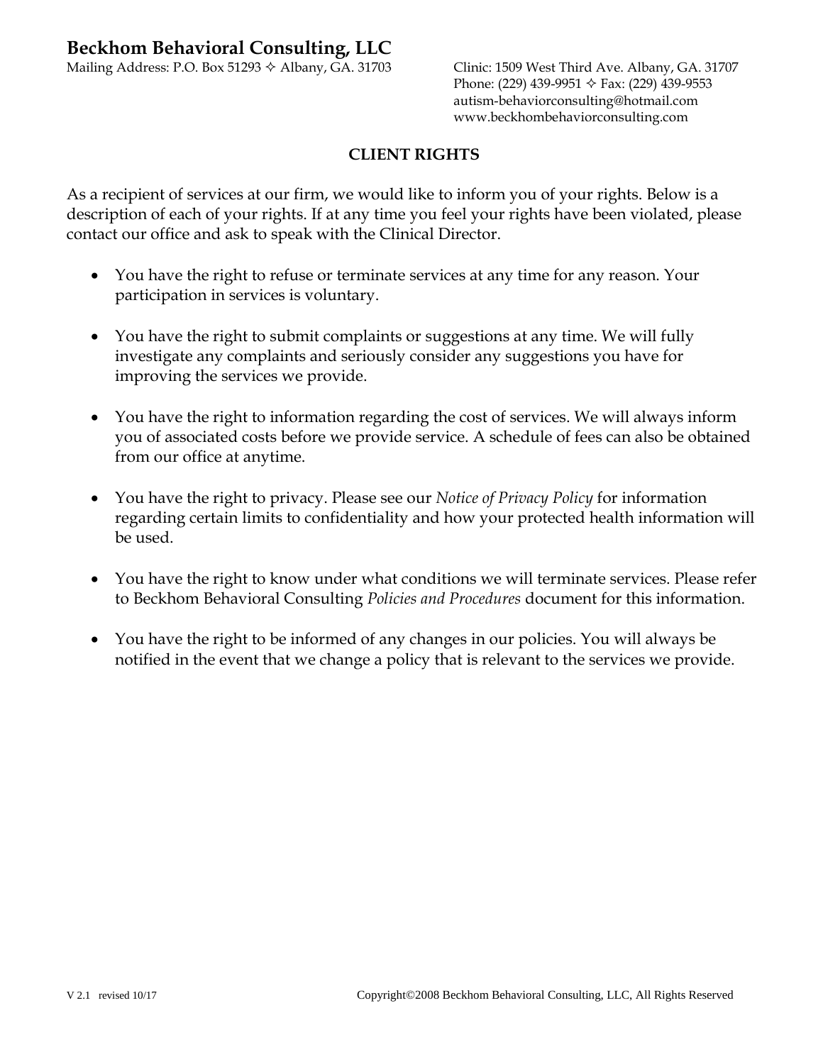**Beckhom Behavioral Consulting, LLC**

Mailing Address: P.O. Box 51293 ✧ Albany, GA. 31703

Clinic: 1509 West Third Ave. Albany, GA. 31707
Phone: (229) 439-9951 ✧ Fax: (229) 439-9553
autism-behaviorconsulting@hotmail.com
www.beckhombehaviorconsulting.com

## CLIENT RIGHTS

As a recipient of services at our firm, we would like to inform you of your rights. Below is a description of each of your rights. If at any time you feel your rights have been violated, please contact our office and ask to speak with the Clinical Director.

- You have the right to refuse or terminate services at any time for any reason. Your participation in services is voluntary.

- You have the right to submit complaints or suggestions at any time. We will fully investigate any complaints and seriously consider any suggestions you have for improving the services we provide.

- You have the right to information regarding the cost of services. We will always inform you of associated costs before we provide service. A schedule of fees can also be obtained from our office at anytime.

- You have the right to privacy. Please see our *Notice of Privacy Policy* for information regarding certain limits to confidentiality and how your protected health information will be used.

- You have the right to know under what conditions we will terminate services. Please refer to Beckhom Behavioral Consulting *Policies and Procedures* document for this information.

- You have the right to be informed of any changes in our policies. You will always be notified in the event that we change a policy that is relevant to the services we provide.

V 2.1 revised 10/17 Copyright©2008 Beckhom Behavioral Consulting, LLC, All Rights Reserved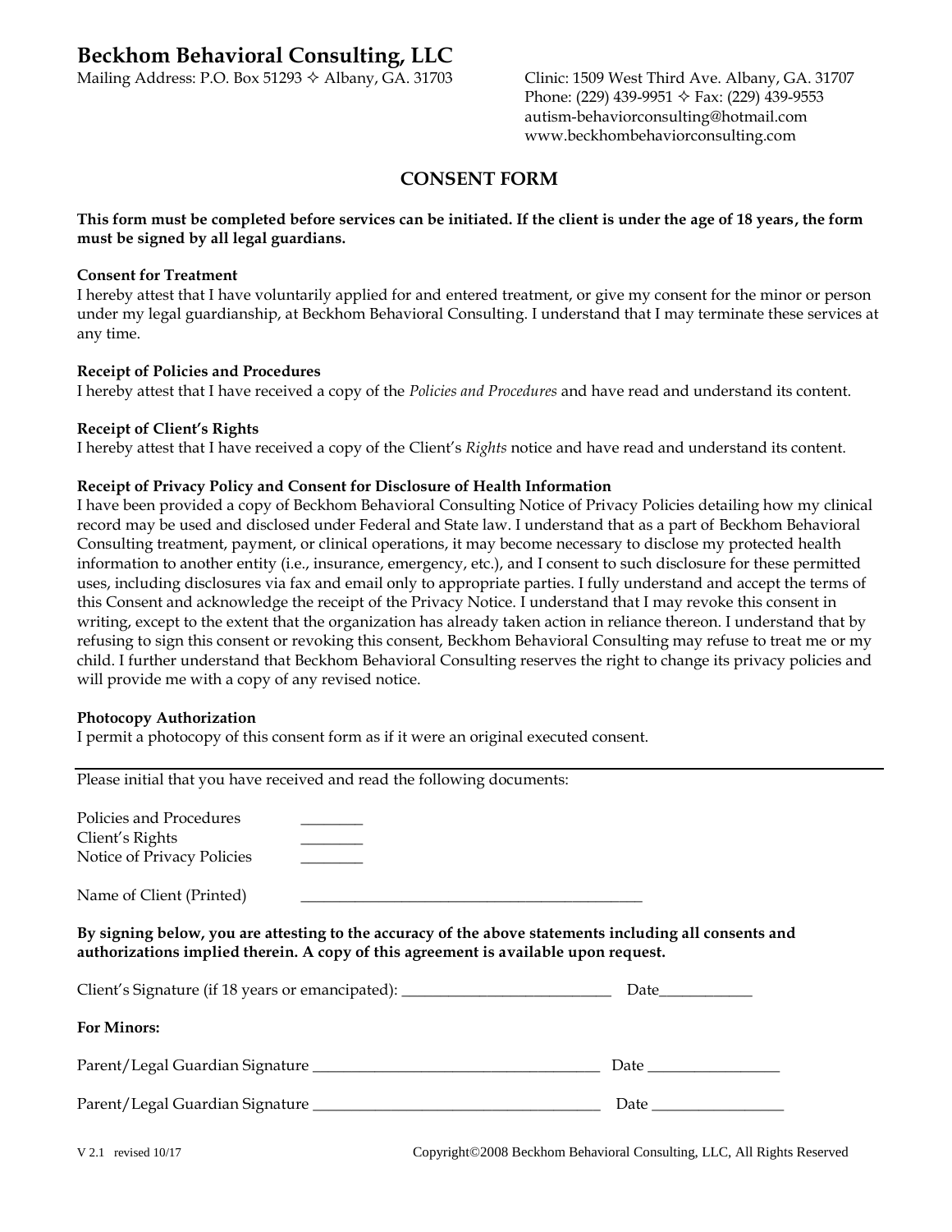# Beckhom Behavioral Consulting, LLC

Mailing Address: P.O. Box 51293 ✧ Albany, GA. 31703

Clinic: 1509 West Third Ave. Albany, GA. 31707
Phone: (229) 439-9951 ✧ Fax: (229) 439-9553
autism-behaviorconsulting@hotmail.com
www.beckhombehaviorconsulting.com

## CONSENT FORM

**This form must be completed before services can be initiated. If the client is under the age of 18 years, the form must be signed by all legal guardians.**

**Consent for Treatment**
I hereby attest that I have voluntarily applied for and entered treatment, or give my consent for the minor or person under my legal guardianship, at Beckhom Behavioral Consulting. I understand that I may terminate these services at any time.

**Receipt of Policies and Procedures**
I hereby attest that I have received a copy of the *Policies and Procedures* and have read and understand its content.

**Receipt of Client's Rights**
I hereby attest that I have received a copy of the Client's *Rights* notice and have read and understand its content.

**Receipt of Privacy Policy and Consent for Disclosure of Health Information**
I have been provided a copy of Beckhom Behavioral Consulting Notice of Privacy Policies detailing how my clinical record may be used and disclosed under Federal and State law. I understand that as a part of Beckhom Behavioral Consulting treatment, payment, or clinical operations, it may become necessary to disclose my protected health information to another entity (i.e., insurance, emergency, etc.), and I consent to such disclosure for these permitted uses, including disclosures via fax and email only to appropriate parties. I fully understand and accept the terms of this Consent and acknowledge the receipt of the Privacy Notice. I understand that I may revoke this consent in writing, except to the extent that the organization has already taken action in reliance thereon. I understand that by refusing to sign this consent or revoking this consent, Beckhom Behavioral Consulting may refuse to treat me or my child. I further understand that Beckhom Behavioral Consulting reserves the right to change its privacy policies and will provide me with a copy of any revised notice.

**Photocopy Authorization**
I permit a photocopy of this consent form as if it were an original executed consent.

---

Please initial that you have received and read the following documents:

Policies and Procedures ________
Client's Rights ________
Notice of Privacy Policies ________

Name of Client (Printed) ____________________________________________

**By signing below, you are attesting to the accuracy of the above statements including all consents and authorizations implied therein. A copy of this agreement is available upon request.**

Client's Signature (if 18 years or emancipated): ___________________________ Date____________

**For Minors:**

Parent/Legal Guardian Signature _____________________________________ Date _________________

Parent/Legal Guardian Signature _____________________________________ Date _________________

V 2.1 revised 10/17 Copyright©2008 Beckhom Behavioral Consulting, LLC, All Rights Reserved